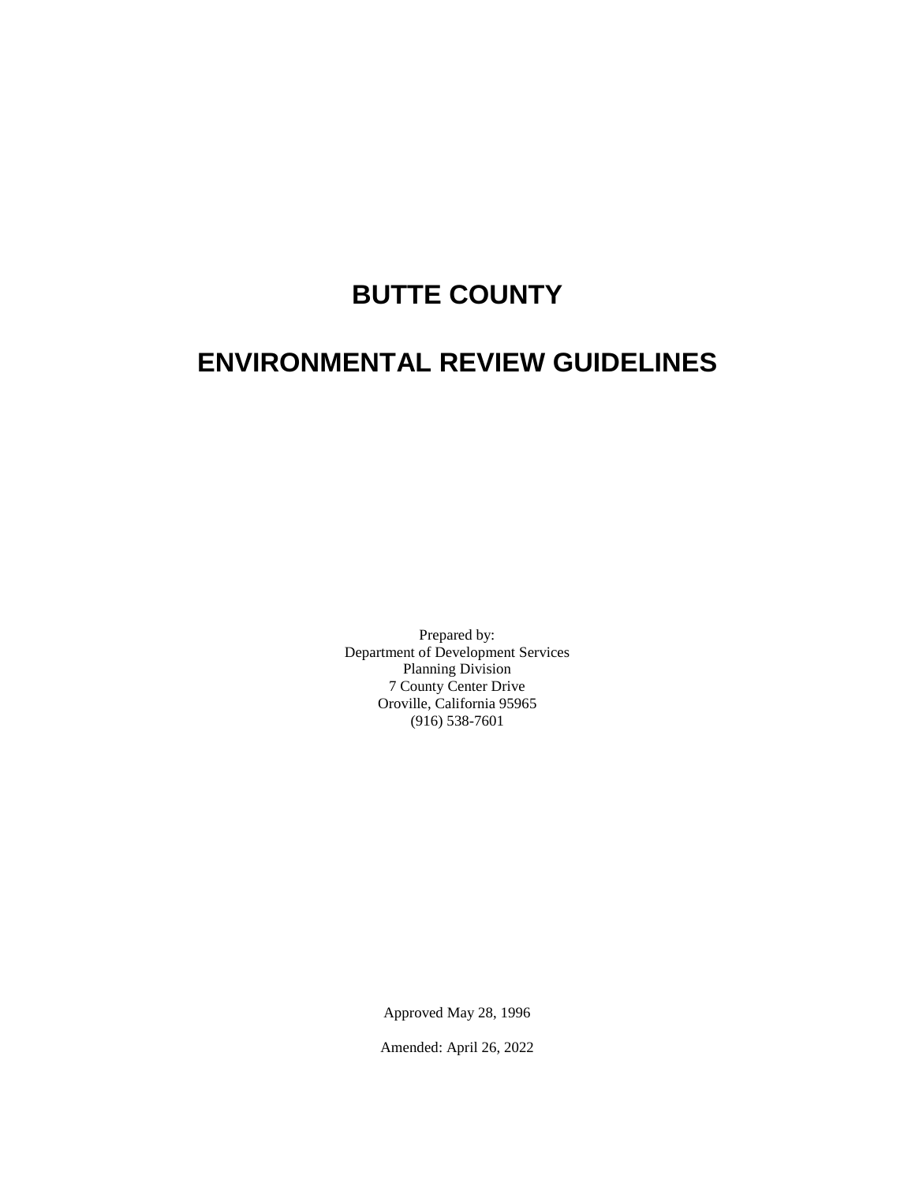# BUTTE COUNTY

# ENVIRONMENTAL REVIEW GUIDELINES

Prepared by:
Department of Development Services
Planning Division
7 County Center Drive
Oroville, California 95965
(916) 538-7601

Approved May 28, 1996

Amended: April 26, 2022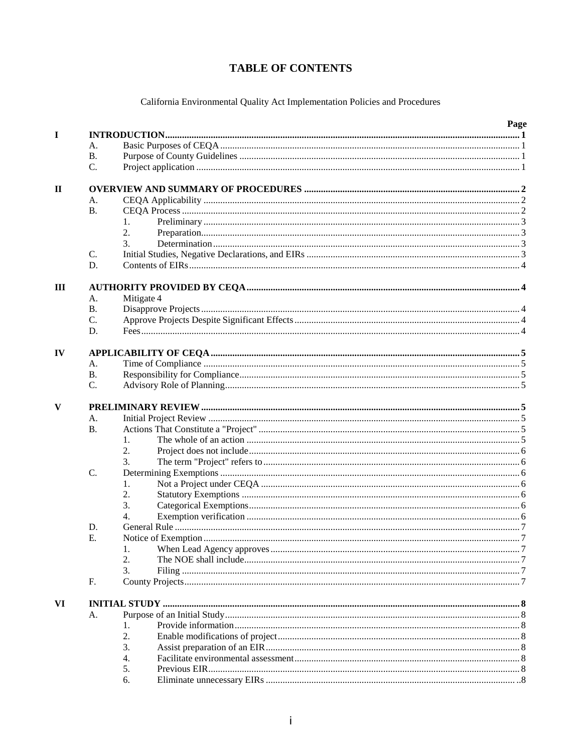# TABLE OF CONTENTS

California Environmental Quality Act Implementation Policies and Procedures

| | | | | Page |
|---|---|---|---|---|
| **I** | **INTRODUCTION** | | | **1** |
| | A. | Basic Purposes of CEQA | | 1 |
| | B. | Purpose of County Guidelines | | 1 |
| | C. | Project application | | 1 |
| **II** | **OVERVIEW AND SUMMARY OF PROCEDURES** | | | **2** |
| | A. | CEQA Applicability | | 2 |
| | B. | CEQA Process | | 2 |
| | | 1. | Preliminary | 3 |
| | | 2. | Preparation | 3 |
| | | 3. | Determination | 3 |
| | C. | Initial Studies, Negative Declarations, and EIRs | | 3 |
| | D. | Contents of EIRs | | 4 |
| **III** | **AUTHORITY PROVIDED BY CEQA** | | | **4** |
| | A. | Mitigate 4 | | |
| | B. | Disapprove Projects | | 4 |
| | C. | Approve Projects Despite Significant Effects | | 4 |
| | D. | Fees | | 4 |
| **IV** | **APPLICABILITY OF CEQA** | | | **5** |
| | A. | Time of Compliance | | 5 |
| | B. | Responsibility for Compliance | | 5 |
| | C. | Advisory Role of Planning | | 5 |
| **V** | **PRELIMINARY REVIEW** | | | **5** |
| | A. | Initial Project Review | | 5 |
| | B. | Actions That Constitute a "Project" | | 5 |
| | | 1. | The whole of an action | 5 |
| | | 2. | Project does not include | 6 |
| | | 3. | The term "Project" refers to | 6 |
| | C. | Determining Exemptions | | 6 |
| | | 1. | Not a Project under CEQA | 6 |
| | | 2. | Statutory Exemptions | 6 |
| | | 3. | Categorical Exemptions | 6 |
| | | 4. | Exemption verification | 6 |
| | D. | General Rule | | 7 |
| | E. | Notice of Exemption | | 7 |
| | | 1. | When Lead Agency approves | 7 |
| | | 2. | The NOE shall include | 7 |
| | | 3. | Filing | 7 |
| | F. | County Projects | | 7 |
| **VI** | **INITIAL STUDY** | | | **8** |
| | A. | Purpose of an Initial Study | | 8 |
| | | 1. | Provide information | 8 |
| | | 2. | Enable modifications of project | 8 |
| | | 3. | Assist preparation of an EIR | 8 |
| | | 4. | Facilitate environmental assessment | 8 |
| | | 5. | Previous EIR | 8 |
| | | 6. | Eliminate unnecessary EIRs | 8 |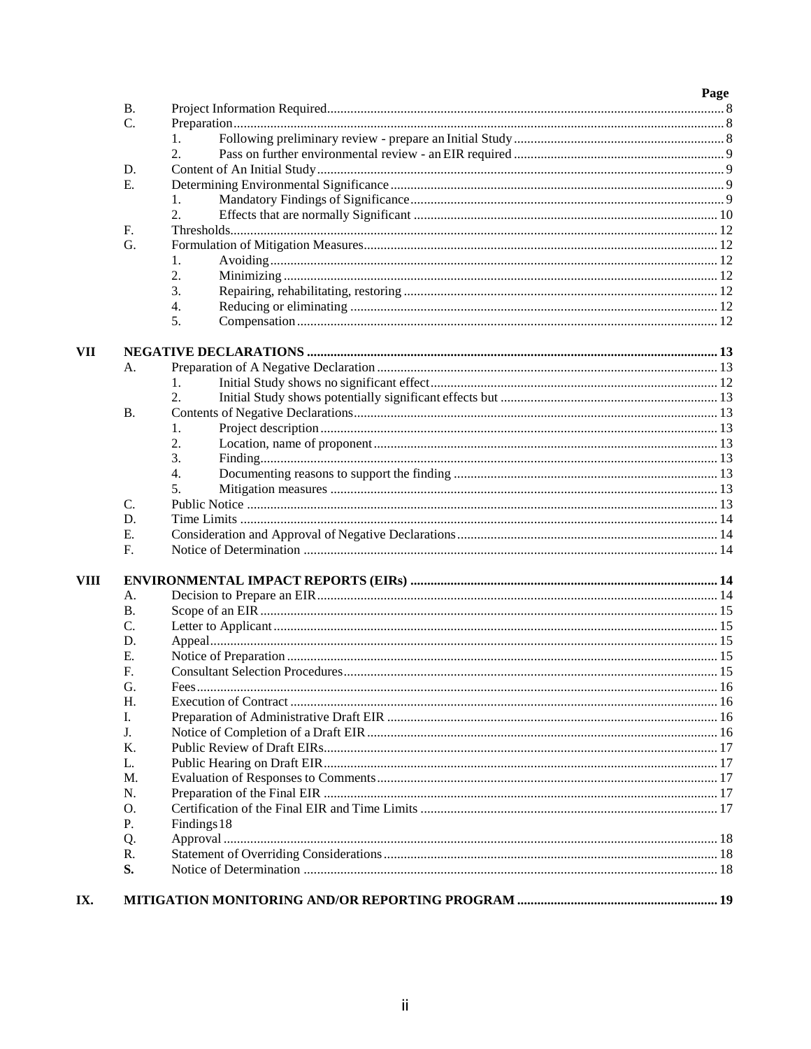| | | | | Page |
|---|---|---|---|---|
| | B. | Project Information Required | | 8 |
| | C. | Preparation | | 8 |
| | | 1. | Following preliminary review - prepare an Initial Study | 8 |
| | | 2. | Pass on further environmental review - an EIR required | 9 |
| | D. | Content of An Initial Study | | 9 |
| | E. | Determining Environmental Significance | | 9 |
| | | 1. | Mandatory Findings of Significance | 9 |
| | | 2. | Effects that are normally Significant | 10 |
| | F. | Thresholds | | 12 |
| | G. | Formulation of Mitigation Measures | | 12 |
| | | 1. | Avoiding | 12 |
| | | 2. | Minimizing | 12 |
| | | 3. | Repairing, rehabilitating, restoring | 12 |
| | | 4. | Reducing or eliminating | 12 |
| | | 5. | Compensation | 12 |
| **VII** | **NEGATIVE DECLARATIONS** | | | **13** |
| | A. | Preparation of A Negative Declaration | | 13 |
| | | 1. | Initial Study shows no significant effect | 12 |
| | | 2. | Initial Study shows potentially significant effects but | 13 |
| | B. | Contents of Negative Declarations | | 13 |
| | | 1. | Project description | 13 |
| | | 2. | Location, name of proponent | 13 |
| | | 3. | Finding | 13 |
| | | 4. | Documenting reasons to support the finding | 13 |
| | | 5. | Mitigation measures | 13 |
| | C. | Public Notice | | 13 |
| | D. | Time Limits | | 14 |
| | E. | Consideration and Approval of Negative Declarations | | 14 |
| | F. | Notice of Determination | | 14 |
| **VIII** | **ENVIRONMENTAL IMPACT REPORTS (EIRs)** | | | **14** |
| | A. | Decision to Prepare an EIR | | 14 |
| | B. | Scope of an EIR | | 15 |
| | C. | Letter to Applicant | | 15 |
| | D. | Appeal | | 15 |
| | E. | Notice of Preparation | | 15 |
| | F. | Consultant Selection Procedures | | 15 |
| | G. | Fees | | 16 |
| | H. | Execution of Contract | | 16 |
| | I. | Preparation of Administrative Draft EIR | | 16 |
| | J. | Notice of Completion of a Draft EIR | | 16 |
| | K. | Public Review of Draft EIRs | | 17 |
| | L. | Public Hearing on Draft EIR | | 17 |
| | M. | Evaluation of Responses to Comments | | 17 |
| | N. | Preparation of the Final EIR | | 17 |
| | O. | Certification of the Final EIR and Time Limits | | 17 |
| | P. | Findings | | 18 |
| | Q. | Approval | | 18 |
| | R. | Statement of Overriding Considerations | | 18 |
| | **S.** | Notice of Determination | | 18 |
| **IX.** | **MITIGATION MONITORING AND/OR REPORTING PROGRAM** | | | **19** |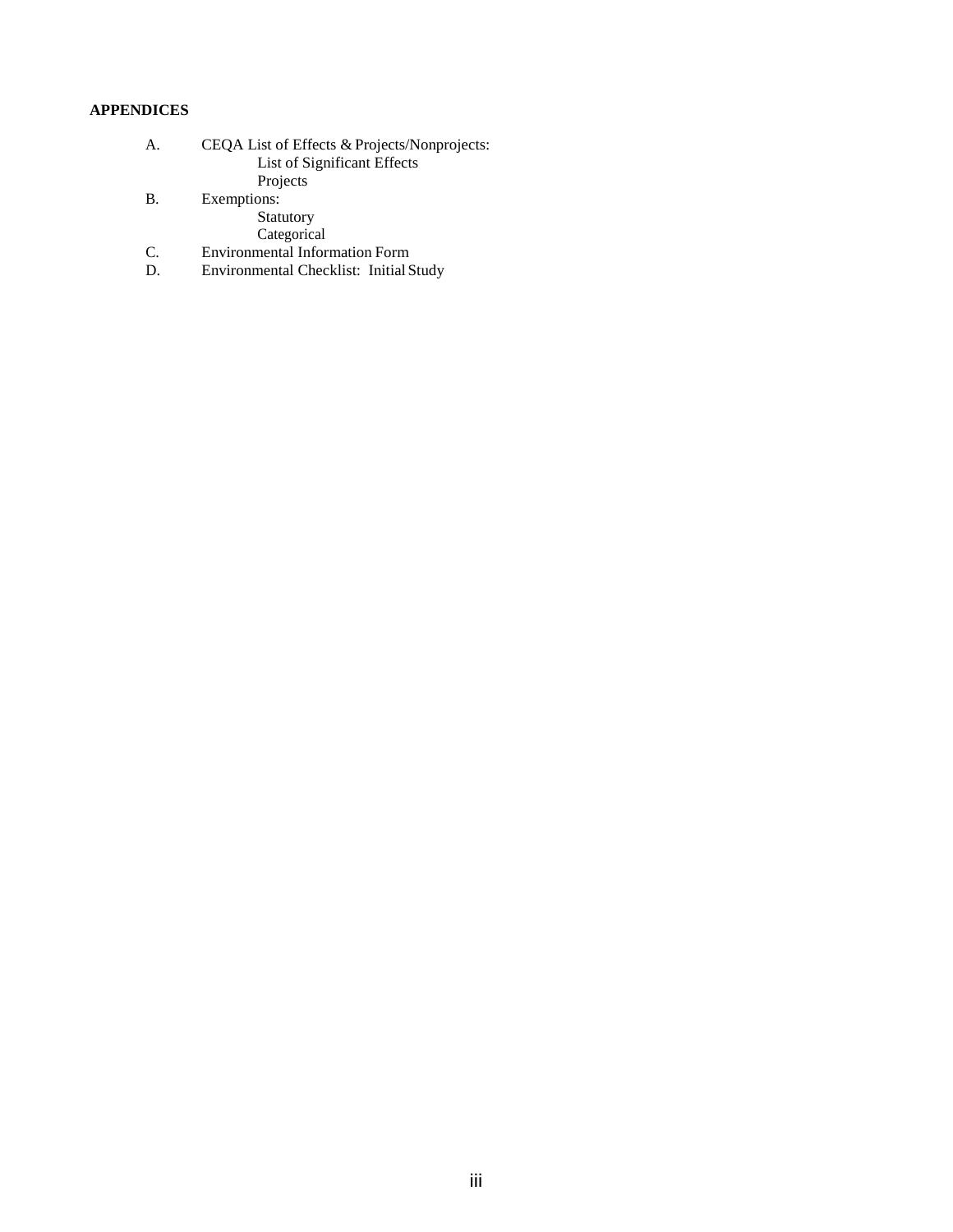**APPENDICES**

- A. CEQA List of Effects & Projects/Nonprojects:
  - List of Significant Effects
  - Projects
- B. Exemptions:
  - Statutory
  - Categorical
- C. Environmental Information Form
- D. Environmental Checklist: Initial Study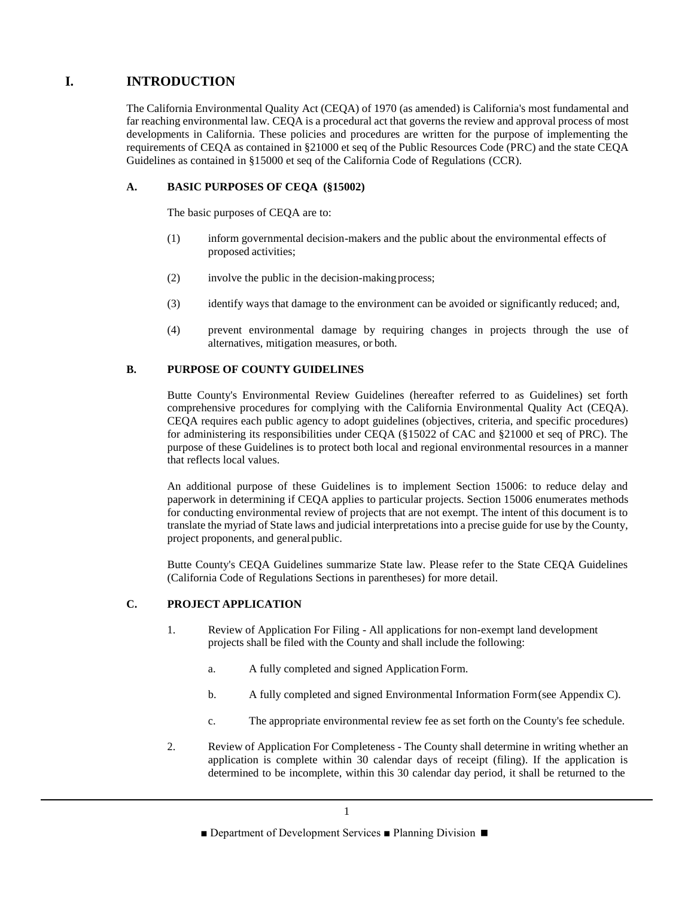# I. INTRODUCTION

The California Environmental Quality Act (CEQA) of 1970 (as amended) is California's most fundamental and far reaching environmental law. CEQA is a procedural act that governs the review and approval process of most developments in California. These policies and procedures are written for the purpose of implementing the requirements of CEQA as contained in §21000 et seq of the Public Resources Code (PRC) and the state CEQA Guidelines as contained in §15000 et seq of the California Code of Regulations (CCR).

## A. BASIC PURPOSES OF CEQA (§15002)

The basic purposes of CEQA are to:

(1) inform governmental decision-makers and the public about the environmental effects of proposed activities;

(2) involve the public in the decision-making process;

(3) identify ways that damage to the environment can be avoided or significantly reduced; and,

(4) prevent environmental damage by requiring changes in projects through the use of alternatives, mitigation measures, or both.

## B. PURPOSE OF COUNTY GUIDELINES

Butte County's Environmental Review Guidelines (hereafter referred to as Guidelines) set forth comprehensive procedures for complying with the California Environmental Quality Act (CEQA). CEQA requires each public agency to adopt guidelines (objectives, criteria, and specific procedures) for administering its responsibilities under CEQA (§15022 of CAC and §21000 et seq of PRC). The purpose of these Guidelines is to protect both local and regional environmental resources in a manner that reflects local values.

An additional purpose of these Guidelines is to implement Section 15006: to reduce delay and paperwork in determining if CEQA applies to particular projects. Section 15006 enumerates methods for conducting environmental review of projects that are not exempt. The intent of this document is to translate the myriad of State laws and judicial interpretations into a precise guide for use by the County, project proponents, and general public.

Butte County's CEQA Guidelines summarize State law. Please refer to the State CEQA Guidelines (California Code of Regulations Sections in parentheses) for more detail.

## C. PROJECT APPLICATION

1. Review of Application For Filing - All applications for non-exempt land development projects shall be filed with the County and shall include the following:

   a. A fully completed and signed Application Form.

   b. A fully completed and signed Environmental Information Form (see Appendix C).

   c. The appropriate environmental review fee as set forth on the County's fee schedule.

2. Review of Application For Completeness - The County shall determine in writing whether an application is complete within 30 calendar days of receipt (filing). If the application is determined to be incomplete, within this 30 calendar day period, it shall be returned to the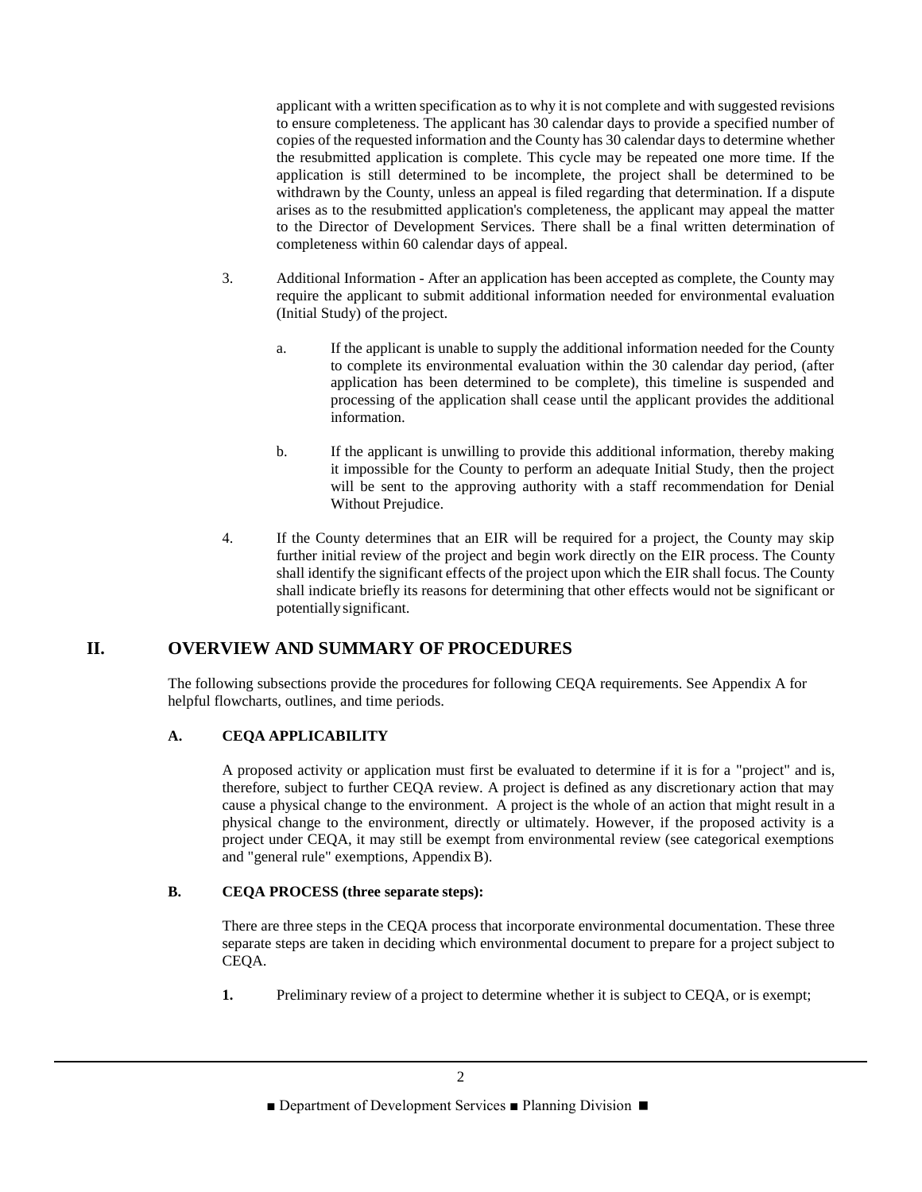applicant with a written specification as to why it is not complete and with suggested revisions to ensure completeness. The applicant has 30 calendar days to provide a specified number of copies of the requested information and the County has 30 calendar days to determine whether the resubmitted application is complete. This cycle may be repeated one more time. If the application is still determined to be incomplete, the project shall be determined to be withdrawn by the County, unless an appeal is filed regarding that determination. If a dispute arises as to the resubmitted application's completeness, the applicant may appeal the matter to the Director of Development Services. There shall be a final written determination of completeness within 60 calendar days of appeal.

3. Additional Information - After an application has been accepted as complete, the County may require the applicant to submit additional information needed for environmental evaluation (Initial Study) of the project.

   a. If the applicant is unable to supply the additional information needed for the County to complete its environmental evaluation within the 30 calendar day period, (after application has been determined to be complete), this timeline is suspended and processing of the application shall cease until the applicant provides the additional information.

   b. If the applicant is unwilling to provide this additional information, thereby making it impossible for the County to perform an adequate Initial Study, then the project will be sent to the approving authority with a staff recommendation for Denial Without Prejudice.

4. If the County determines that an EIR will be required for a project, the County may skip further initial review of the project and begin work directly on the EIR process. The County shall identify the significant effects of the project upon which the EIR shall focus. The County shall indicate briefly its reasons for determining that other effects would not be significant or potentially significant.

## II. OVERVIEW AND SUMMARY OF PROCEDURES

The following subsections provide the procedures for following CEQA requirements. See Appendix A for helpful flowcharts, outlines, and time periods.

### A. CEQA APPLICABILITY

A proposed activity or application must first be evaluated to determine if it is for a "project" and is, therefore, subject to further CEQA review. A project is defined as any discretionary action that may cause a physical change to the environment. A project is the whole of an action that might result in a physical change to the environment, directly or ultimately. However, if the proposed activity is a project under CEQA, it may still be exempt from environmental review (see categorical exemptions and "general rule" exemptions, Appendix B).

### B. CEQA PROCESS (three separate steps):

There are three steps in the CEQA process that incorporate environmental documentation. These three separate steps are taken in deciding which environmental document to prepare for a project subject to CEQA.

**1.** Preliminary review of a project to determine whether it is subject to CEQA, or is exempt;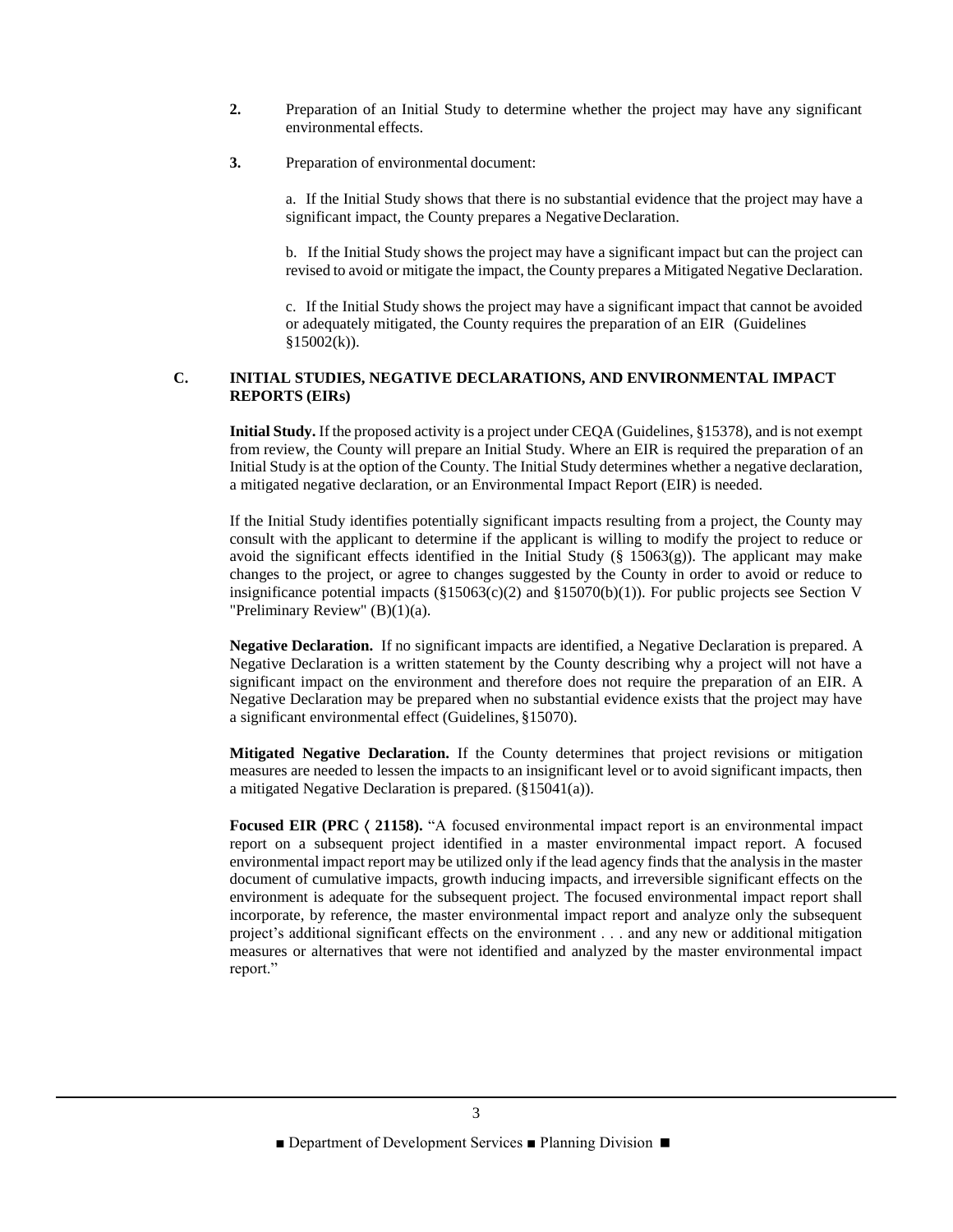2. Preparation of an Initial Study to determine whether the project may have any significant environmental effects.

3. Preparation of environmental document:

   a. If the Initial Study shows that there is no substantial evidence that the project may have a significant impact, the County prepares a Negative Declaration.

   b. If the Initial Study shows the project may have a significant impact but can the project can revised to avoid or mitigate the impact, the County prepares a Mitigated Negative Declaration.

   c. If the Initial Study shows the project may have a significant impact that cannot be avoided or adequately mitigated, the County requires the preparation of an EIR (Guidelines §15002(k)).

## C. INITIAL STUDIES, NEGATIVE DECLARATIONS, AND ENVIRONMENTAL IMPACT REPORTS (EIRs)

**Initial Study.** If the proposed activity is a project under CEQA (Guidelines, §15378), and is not exempt from review, the County will prepare an Initial Study. Where an EIR is required the preparation of an Initial Study is at the option of the County. The Initial Study determines whether a negative declaration, a mitigated negative declaration, or an Environmental Impact Report (EIR) is needed.

If the Initial Study identifies potentially significant impacts resulting from a project, the County may consult with the applicant to determine if the applicant is willing to modify the project to reduce or avoid the significant effects identified in the Initial Study (§ 15063(g)). The applicant may make changes to the project, or agree to changes suggested by the County in order to avoid or reduce to insignificance potential impacts (§15063(c)(2) and §15070(b)(1)). For public projects see Section V "Preliminary Review" (B)(1)(a).

**Negative Declaration.** If no significant impacts are identified, a Negative Declaration is prepared. A Negative Declaration is a written statement by the County describing why a project will not have a significant impact on the environment and therefore does not require the preparation of an EIR. A Negative Declaration may be prepared when no substantial evidence exists that the project may have a significant environmental effect (Guidelines, §15070).

**Mitigated Negative Declaration.** If the County determines that project revisions or mitigation measures are needed to lessen the impacts to an insignificant level or to avoid significant impacts, then a mitigated Negative Declaration is prepared. (§15041(a)).

**Focused EIR (PRC 〈 21158).** "A focused environmental impact report is an environmental impact report on a subsequent project identified in a master environmental impact report. A focused environmental impact report may be utilized only if the lead agency finds that the analysis in the master document of cumulative impacts, growth inducing impacts, and irreversible significant effects on the environment is adequate for the subsequent project. The focused environmental impact report shall incorporate, by reference, the master environmental impact report and analyze only the subsequent project's additional significant effects on the environment . . . and any new or additional mitigation measures or alternatives that were not identified and analyzed by the master environmental impact report."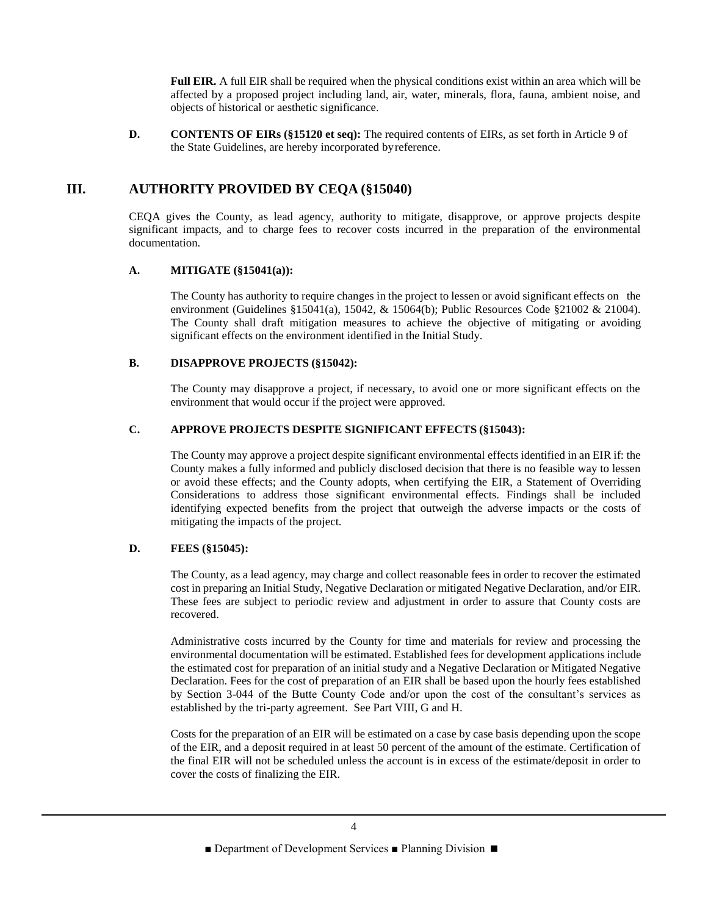**Full EIR.** A full EIR shall be required when the physical conditions exist within an area which will be affected by a proposed project including land, air, water, minerals, flora, fauna, ambient noise, and objects of historical or aesthetic significance.

**D. CONTENTS OF EIRs (§15120 et seq):** The required contents of EIRs, as set forth in Article 9 of the State Guidelines, are hereby incorporated by reference.

## III. AUTHORITY PROVIDED BY CEQA (§15040)

CEQA gives the County, as lead agency, authority to mitigate, disapprove, or approve projects despite significant impacts, and to charge fees to recover costs incurred in the preparation of the environmental documentation.

### A. MITIGATE (§15041(a)):

The County has authority to require changes in the project to lessen or avoid significant effects on the environment (Guidelines §15041(a), 15042, & 15064(b); Public Resources Code §21002 & 21004). The County shall draft mitigation measures to achieve the objective of mitigating or avoiding significant effects on the environment identified in the Initial Study.

### B. DISAPPROVE PROJECTS (§15042):

The County may disapprove a project, if necessary, to avoid one or more significant effects on the environment that would occur if the project were approved.

### C. APPROVE PROJECTS DESPITE SIGNIFICANT EFFECTS (§15043):

The County may approve a project despite significant environmental effects identified in an EIR if: the County makes a fully informed and publicly disclosed decision that there is no feasible way to lessen or avoid these effects; and the County adopts, when certifying the EIR, a Statement of Overriding Considerations to address those significant environmental effects. Findings shall be included identifying expected benefits from the project that outweigh the adverse impacts or the costs of mitigating the impacts of the project.

### D. FEES (§15045):

The County, as a lead agency, may charge and collect reasonable fees in order to recover the estimated cost in preparing an Initial Study, Negative Declaration or mitigated Negative Declaration, and/or EIR. These fees are subject to periodic review and adjustment in order to assure that County costs are recovered.

Administrative costs incurred by the County for time and materials for review and processing the environmental documentation will be estimated. Established fees for development applications include the estimated cost for preparation of an initial study and a Negative Declaration or Mitigated Negative Declaration. Fees for the cost of preparation of an EIR shall be based upon the hourly fees established by Section 3-044 of the Butte County Code and/or upon the cost of the consultant's services as established by the tri-party agreement. See Part VIII, G and H.

Costs for the preparation of an EIR will be estimated on a case by case basis depending upon the scope of the EIR, and a deposit required in at least 50 percent of the amount of the estimate. Certification of the final EIR will not be scheduled unless the account is in excess of the estimate/deposit in order to cover the costs of finalizing the EIR.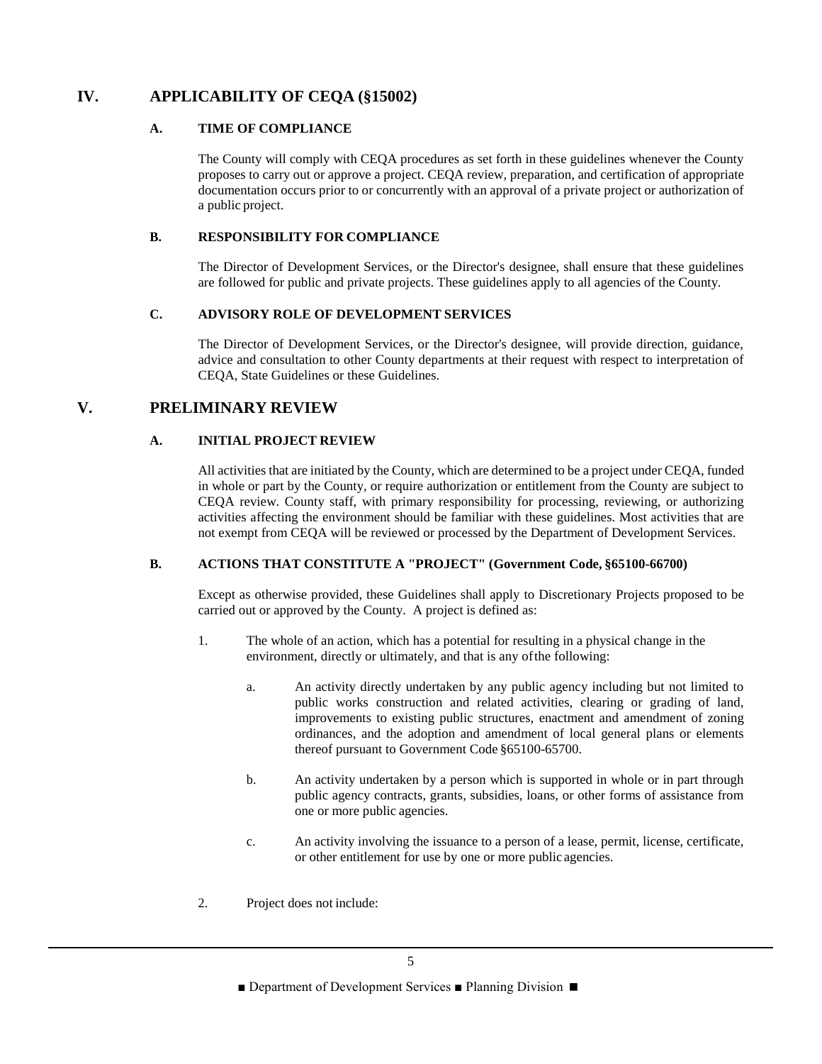## IV. APPLICABILITY OF CEQA (§15002)

### A. TIME OF COMPLIANCE

The County will comply with CEQA procedures as set forth in these guidelines whenever the County proposes to carry out or approve a project. CEQA review, preparation, and certification of appropriate documentation occurs prior to or concurrently with an approval of a private project or authorization of a public project.

### B. RESPONSIBILITY FOR COMPLIANCE

The Director of Development Services, or the Director's designee, shall ensure that these guidelines are followed for public and private projects. These guidelines apply to all agencies of the County.

### C. ADVISORY ROLE OF DEVELOPMENT SERVICES

The Director of Development Services, or the Director's designee, will provide direction, guidance, advice and consultation to other County departments at their request with respect to interpretation of CEQA, State Guidelines or these Guidelines.

## V. PRELIMINARY REVIEW

### A. INITIAL PROJECT REVIEW

All activities that are initiated by the County, which are determined to be a project under CEQA, funded in whole or part by the County, or require authorization or entitlement from the County are subject to CEQA review. County staff, with primary responsibility for processing, reviewing, or authorizing activities affecting the environment should be familiar with these guidelines. Most activities that are not exempt from CEQA will be reviewed or processed by the Department of Development Services.

### B. ACTIONS THAT CONSTITUTE A "PROJECT" (Government Code, §65100-66700)

Except as otherwise provided, these Guidelines shall apply to Discretionary Projects proposed to be carried out or approved by the County. A project is defined as:

1. The whole of an action, which has a potential for resulting in a physical change in the environment, directly or ultimately, and that is any of the following:

   a. An activity directly undertaken by any public agency including but not limited to public works construction and related activities, clearing or grading of land, improvements to existing public structures, enactment and amendment of zoning ordinances, and the adoption and amendment of local general plans or elements thereof pursuant to Government Code §65100-65700.

   b. An activity undertaken by a person which is supported in whole or in part through public agency contracts, grants, subsidies, loans, or other forms of assistance from one or more public agencies.

   c. An activity involving the issuance to a person of a lease, permit, license, certificate, or other entitlement for use by one or more public agencies.

2. Project does not include: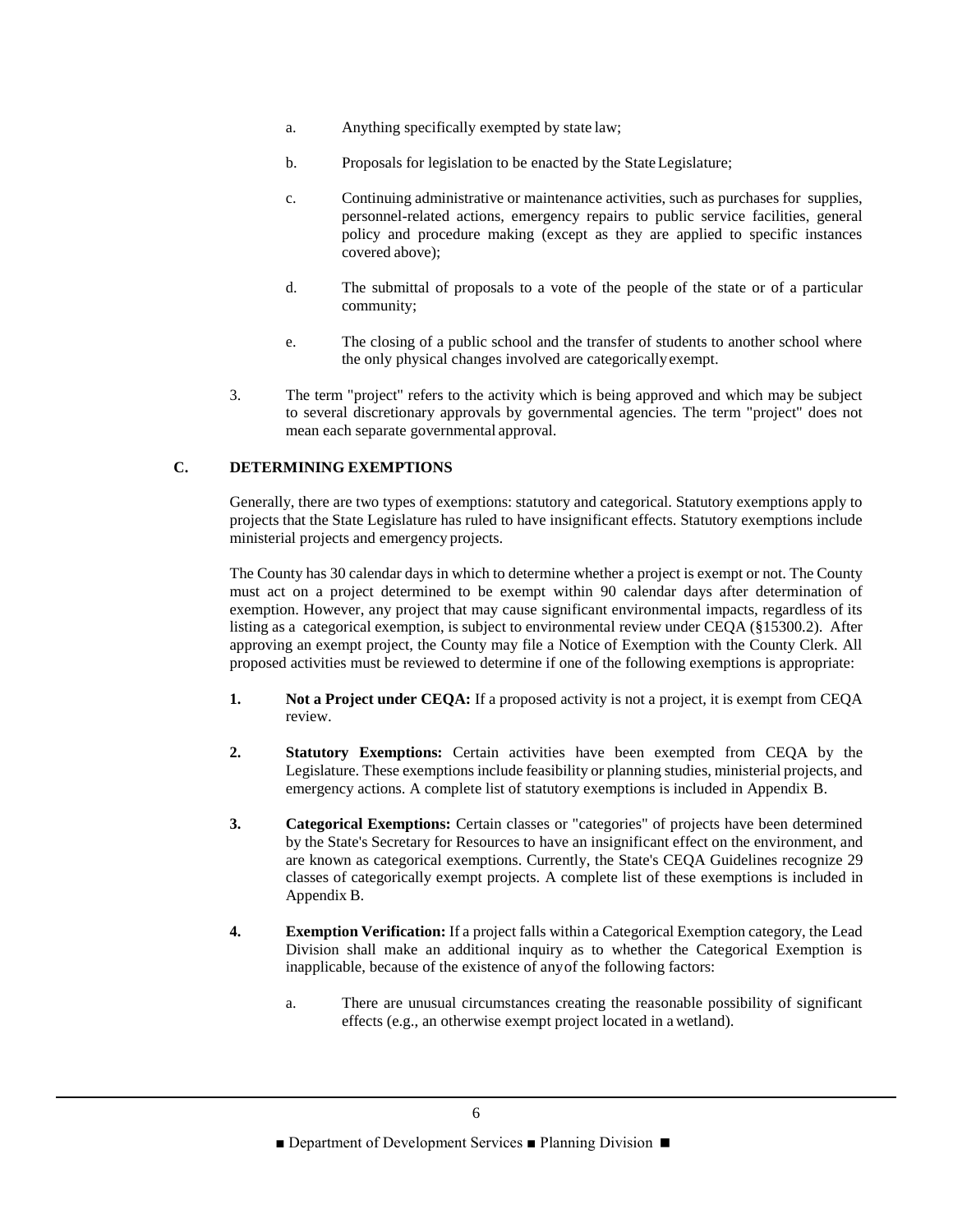a. Anything specifically exempted by state law;

b. Proposals for legislation to be enacted by the State Legislature;

c. Continuing administrative or maintenance activities, such as purchases for supplies, personnel-related actions, emergency repairs to public service facilities, general policy and procedure making (except as they are applied to specific instances covered above);

d. The submittal of proposals to a vote of the people of the state or of a particular community;

e. The closing of a public school and the transfer of students to another school where the only physical changes involved are categorically exempt.

3. The term "project" refers to the activity which is being approved and which may be subject to several discretionary approvals by governmental agencies. The term "project" does not mean each separate governmental approval.

## C. DETERMINING EXEMPTIONS

Generally, there are two types of exemptions: statutory and categorical. Statutory exemptions apply to projects that the State Legislature has ruled to have insignificant effects. Statutory exemptions include ministerial projects and emergency projects.

The County has 30 calendar days in which to determine whether a project is exempt or not. The County must act on a project determined to be exempt within 90 calendar days after determination of exemption. However, any project that may cause significant environmental impacts, regardless of its listing as a categorical exemption, is subject to environmental review under CEQA (§15300.2). After approving an exempt project, the County may file a Notice of Exemption with the County Clerk. All proposed activities must be reviewed to determine if one of the following exemptions is appropriate:

1. **Not a Project under CEQA:** If a proposed activity is not a project, it is exempt from CEQA review.

2. **Statutory Exemptions:** Certain activities have been exempted from CEQA by the Legislature. These exemptions include feasibility or planning studies, ministerial projects, and emergency actions. A complete list of statutory exemptions is included in Appendix B.

3. **Categorical Exemptions:** Certain classes or "categories" of projects have been determined by the State's Secretary for Resources to have an insignificant effect on the environment, and are known as categorical exemptions. Currently, the State's CEQA Guidelines recognize 29 classes of categorically exempt projects. A complete list of these exemptions is included in Appendix B.

4. **Exemption Verification:** If a project falls within a Categorical Exemption category, the Lead Division shall make an additional inquiry as to whether the Categorical Exemption is inapplicable, because of the existence of any of the following factors:

   a. There are unusual circumstances creating the reasonable possibility of significant effects (e.g., an otherwise exempt project located in a wetland).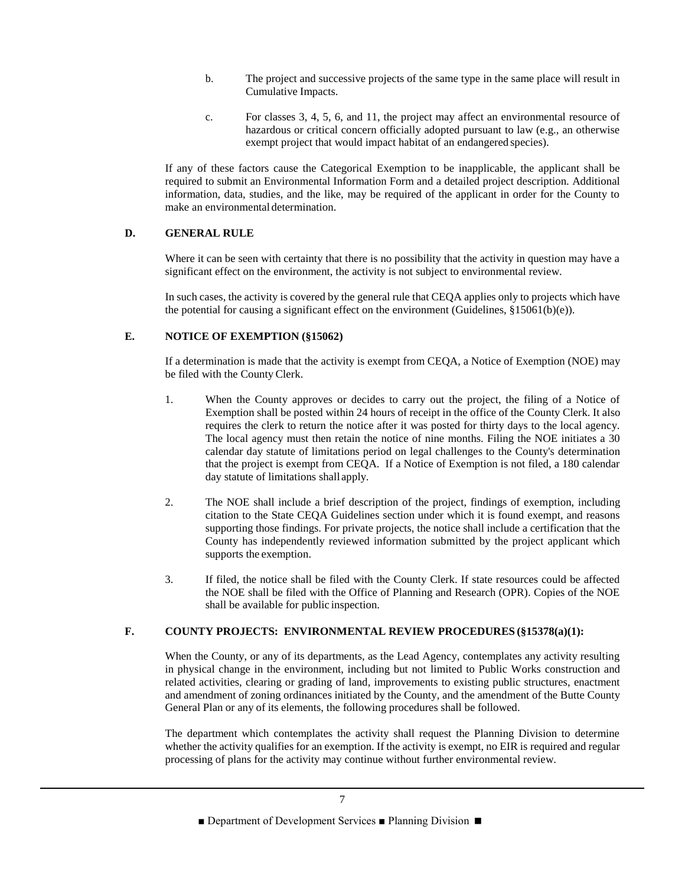b. The project and successive projects of the same type in the same place will result in Cumulative Impacts.

c. For classes 3, 4, 5, 6, and 11, the project may affect an environmental resource of hazardous or critical concern officially adopted pursuant to law (e.g., an otherwise exempt project that would impact habitat of an endangered species).

If any of these factors cause the Categorical Exemption to be inapplicable, the applicant shall be required to submit an Environmental Information Form and a detailed project description. Additional information, data, studies, and the like, may be required of the applicant in order for the County to make an environmental determination.

### D. GENERAL RULE

Where it can be seen with certainty that there is no possibility that the activity in question may have a significant effect on the environment, the activity is not subject to environmental review.

In such cases, the activity is covered by the general rule that CEQA applies only to projects which have the potential for causing a significant effect on the environment (Guidelines, §15061(b)(e)).

### E. NOTICE OF EXEMPTION (§15062)

If a determination is made that the activity is exempt from CEQA, a Notice of Exemption (NOE) may be filed with the County Clerk.

1. When the County approves or decides to carry out the project, the filing of a Notice of Exemption shall be posted within 24 hours of receipt in the office of the County Clerk. It also requires the clerk to return the notice after it was posted for thirty days to the local agency. The local agency must then retain the notice of nine months. Filing the NOE initiates a 30 calendar day statute of limitations period on legal challenges to the County's determination that the project is exempt from CEQA. If a Notice of Exemption is not filed, a 180 calendar day statute of limitations shall apply.

2. The NOE shall include a brief description of the project, findings of exemption, including citation to the State CEQA Guidelines section under which it is found exempt, and reasons supporting those findings. For private projects, the notice shall include a certification that the County has independently reviewed information submitted by the project applicant which supports the exemption.

3. If filed, the notice shall be filed with the County Clerk. If state resources could be affected the NOE shall be filed with the Office of Planning and Research (OPR). Copies of the NOE shall be available for public inspection.

### F. COUNTY PROJECTS: ENVIRONMENTAL REVIEW PROCEDURES (§15378(a)(1):

When the County, or any of its departments, as the Lead Agency, contemplates any activity resulting in physical change in the environment, including but not limited to Public Works construction and related activities, clearing or grading of land, improvements to existing public structures, enactment and amendment of zoning ordinances initiated by the County, and the amendment of the Butte County General Plan or any of its elements, the following procedures shall be followed.

The department which contemplates the activity shall request the Planning Division to determine whether the activity qualifies for an exemption. If the activity is exempt, no EIR is required and regular processing of plans for the activity may continue without further environmental review.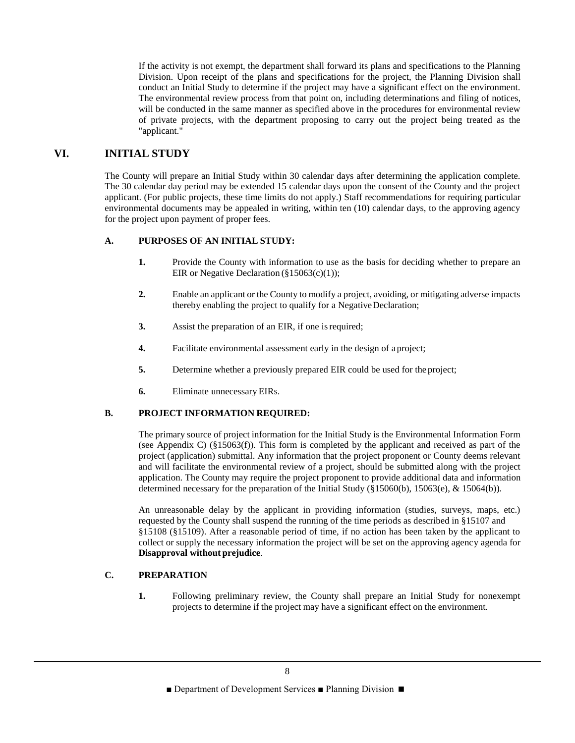If the activity is not exempt, the department shall forward its plans and specifications to the Planning Division. Upon receipt of the plans and specifications for the project, the Planning Division shall conduct an Initial Study to determine if the project may have a significant effect on the environment. The environmental review process from that point on, including determinations and filing of notices, will be conducted in the same manner as specified above in the procedures for environmental review of private projects, with the department proposing to carry out the project being treated as the "applicant."

## VI. INITIAL STUDY

The County will prepare an Initial Study within 30 calendar days after determining the application complete. The 30 calendar day period may be extended 15 calendar days upon the consent of the County and the project applicant. (For public projects, these time limits do not apply.) Staff recommendations for requiring particular environmental documents may be appealed in writing, within ten (10) calendar days, to the approving agency for the project upon payment of proper fees.

### A. PURPOSES OF AN INITIAL STUDY:

1. Provide the County with information to use as the basis for deciding whether to prepare an EIR or Negative Declaration (§15063(c)(1));
2. Enable an applicant or the County to modify a project, avoiding, or mitigating adverse impacts thereby enabling the project to qualify for a Negative Declaration;
3. Assist the preparation of an EIR, if one is required;
4. Facilitate environmental assessment early in the design of a project;
5. Determine whether a previously prepared EIR could be used for the project;
6. Eliminate unnecessary EIRs.

### B. PROJECT INFORMATION REQUIRED:

The primary source of project information for the Initial Study is the Environmental Information Form (see Appendix C) (§15063(f)). This form is completed by the applicant and received as part of the project (application) submittal. Any information that the project proponent or County deems relevant and will facilitate the environmental review of a project, should be submitted along with the project application. The County may require the project proponent to provide additional data and information determined necessary for the preparation of the Initial Study (§15060(b), 15063(e), & 15064(b)).

An unreasonable delay by the applicant in providing information (studies, surveys, maps, etc.) requested by the County shall suspend the running of the time periods as described in §15107 and §15108 (§15109). After a reasonable period of time, if no action has been taken by the applicant to collect or supply the necessary information the project will be set on the approving agency agenda for **Disapproval without prejudice**.

### C. PREPARATION

1. Following preliminary review, the County shall prepare an Initial Study for nonexempt projects to determine if the project may have a significant effect on the environment.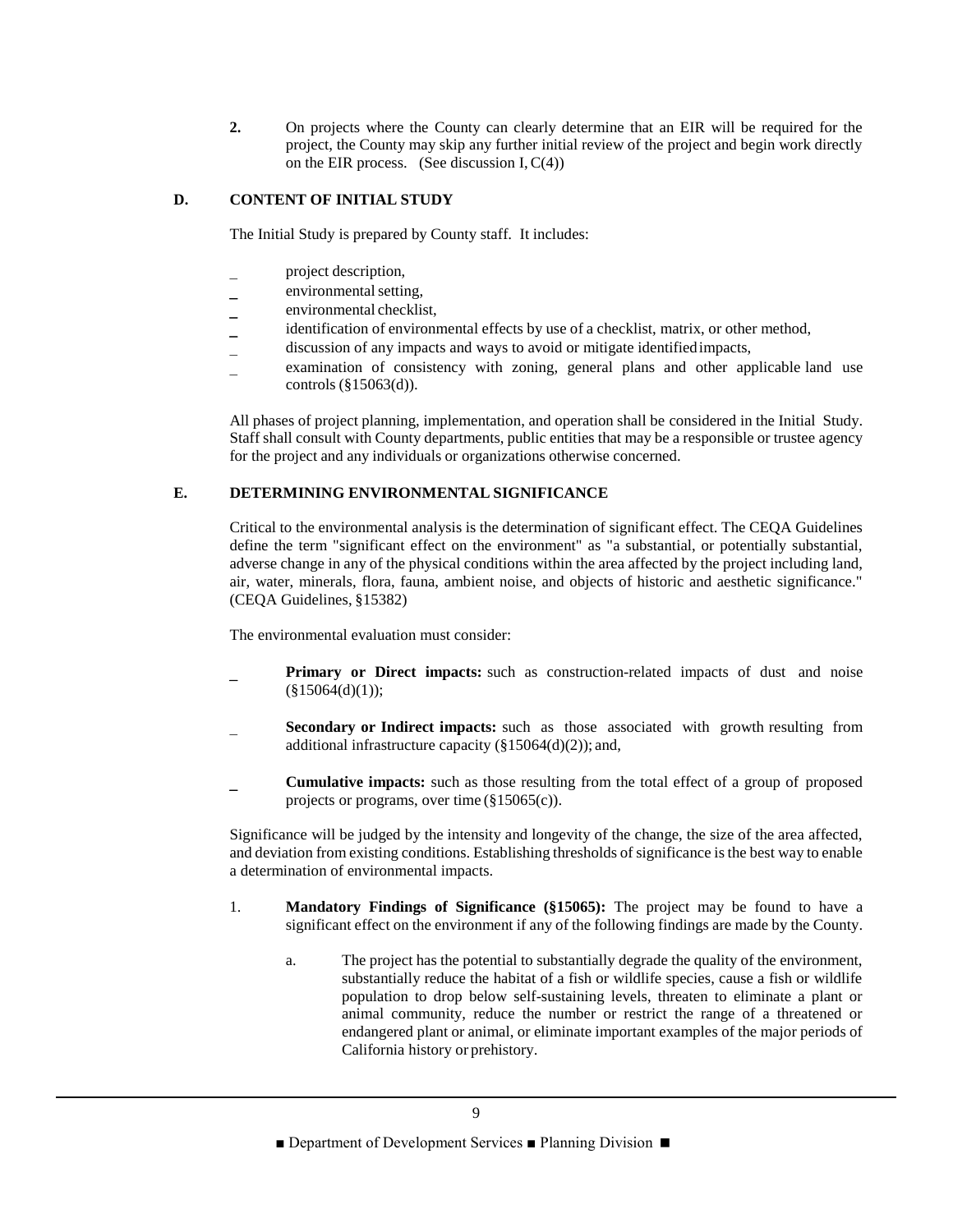2. On projects where the County can clearly determine that an EIR will be required for the project, the County may skip any further initial review of the project and begin work directly on the EIR process. (See discussion I, C(4))

### D. CONTENT OF INITIAL STUDY

The Initial Study is prepared by County staff. It includes:

- project description,
- environmental setting,
- environmental checklist,
- identification of environmental effects by use of a checklist, matrix, or other method,
- discussion of any impacts and ways to avoid or mitigate identified impacts,
- examination of consistency with zoning, general plans and other applicable land use controls (§15063(d)).

All phases of project planning, implementation, and operation shall be considered in the Initial Study. Staff shall consult with County departments, public entities that may be a responsible or trustee agency for the project and any individuals or organizations otherwise concerned.

### E. DETERMINING ENVIRONMENTAL SIGNIFICANCE

Critical to the environmental analysis is the determination of significant effect. The CEQA Guidelines define the term "significant effect on the environment" as "a substantial, or potentially substantial, adverse change in any of the physical conditions within the area affected by the project including land, air, water, minerals, flora, fauna, ambient noise, and objects of historic and aesthetic significance." (CEQA Guidelines, §15382)

The environmental evaluation must consider:

- **Primary or Direct impacts:** such as construction-related impacts of dust and noise (§15064(d)(1));
- **Secondary or Indirect impacts:** such as those associated with growth resulting from additional infrastructure capacity (§15064(d)(2)); and,
- **Cumulative impacts:** such as those resulting from the total effect of a group of proposed projects or programs, over time (§15065(c)).

Significance will be judged by the intensity and longevity of the change, the size of the area affected, and deviation from existing conditions. Establishing thresholds of significance is the best way to enable a determination of environmental impacts.

1. **Mandatory Findings of Significance (§15065):** The project may be found to have a significant effect on the environment if any of the following findings are made by the County.

   a. The project has the potential to substantially degrade the quality of the environment, substantially reduce the habitat of a fish or wildlife species, cause a fish or wildlife population to drop below self-sustaining levels, threaten to eliminate a plant or animal community, reduce the number or restrict the range of a threatened or endangered plant or animal, or eliminate important examples of the major periods of California history or prehistory.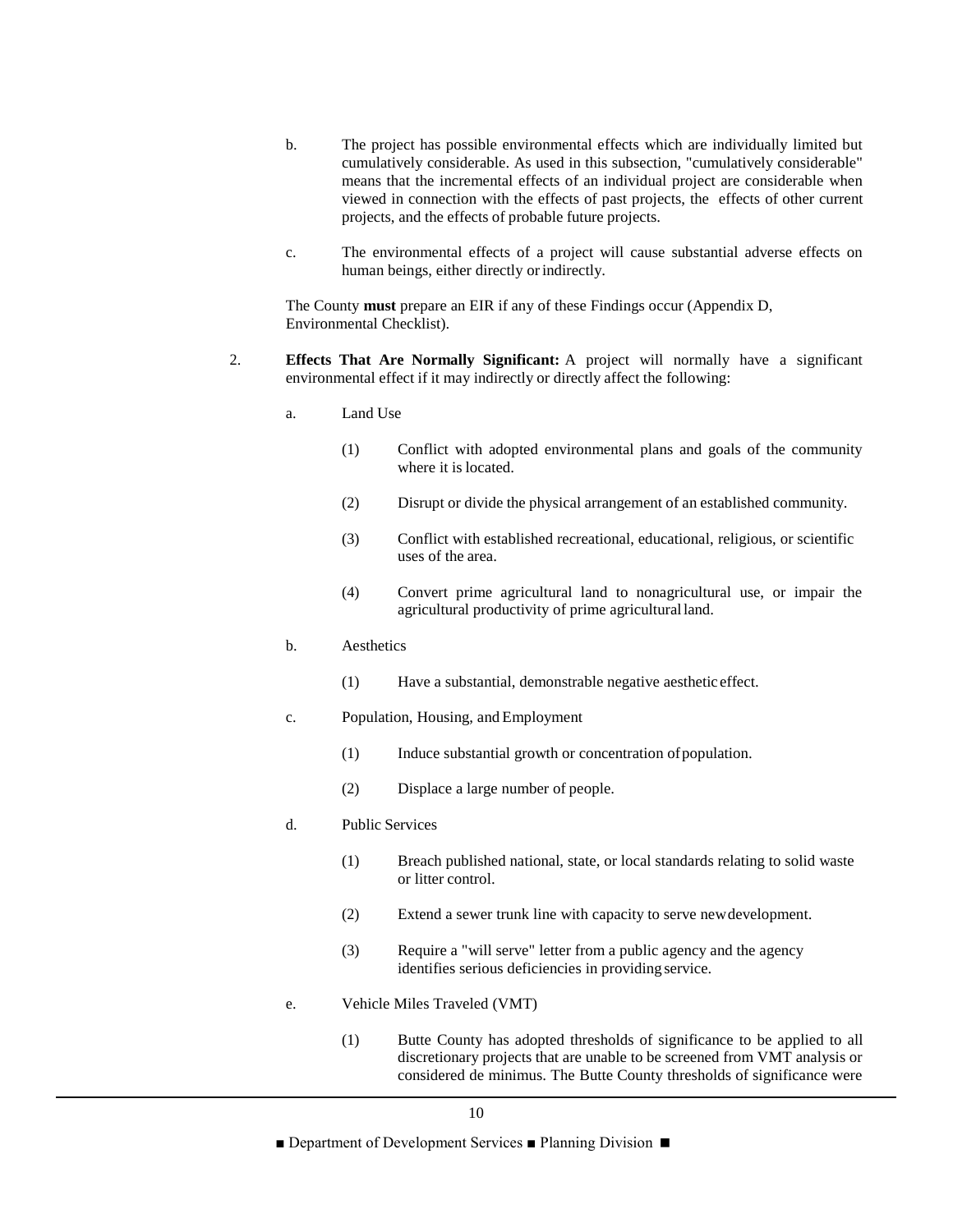b. The project has possible environmental effects which are individually limited but cumulatively considerable. As used in this subsection, "cumulatively considerable" means that the incremental effects of an individual project are considerable when viewed in connection with the effects of past projects, the effects of other current projects, and the effects of probable future projects.

c. The environmental effects of a project will cause substantial adverse effects on human beings, either directly or indirectly.

The County **must** prepare an EIR if any of these Findings occur (Appendix D, Environmental Checklist).

2. **Effects That Are Normally Significant:** A project will normally have a significant environmental effect if it may indirectly or directly affect the following:

   a. Land Use

      (1) Conflict with adopted environmental plans and goals of the community where it is located.

      (2) Disrupt or divide the physical arrangement of an established community.

      (3) Conflict with established recreational, educational, religious, or scientific uses of the area.

      (4) Convert prime agricultural land to nonagricultural use, or impair the agricultural productivity of prime agricultural land.

   b. Aesthetics

      (1) Have a substantial, demonstrable negative aesthetic effect.

   c. Population, Housing, and Employment

      (1) Induce substantial growth or concentration of population.

      (2) Displace a large number of people.

   d. Public Services

      (1) Breach published national, state, or local standards relating to solid waste or litter control.

      (2) Extend a sewer trunk line with capacity to serve new development.

      (3) Require a "will serve" letter from a public agency and the agency identifies serious deficiencies in providing service.

   e. Vehicle Miles Traveled (VMT)

      (1) Butte County has adopted thresholds of significance to be applied to all discretionary projects that are unable to be screened from VMT analysis or considered de minimus. The Butte County thresholds of significance were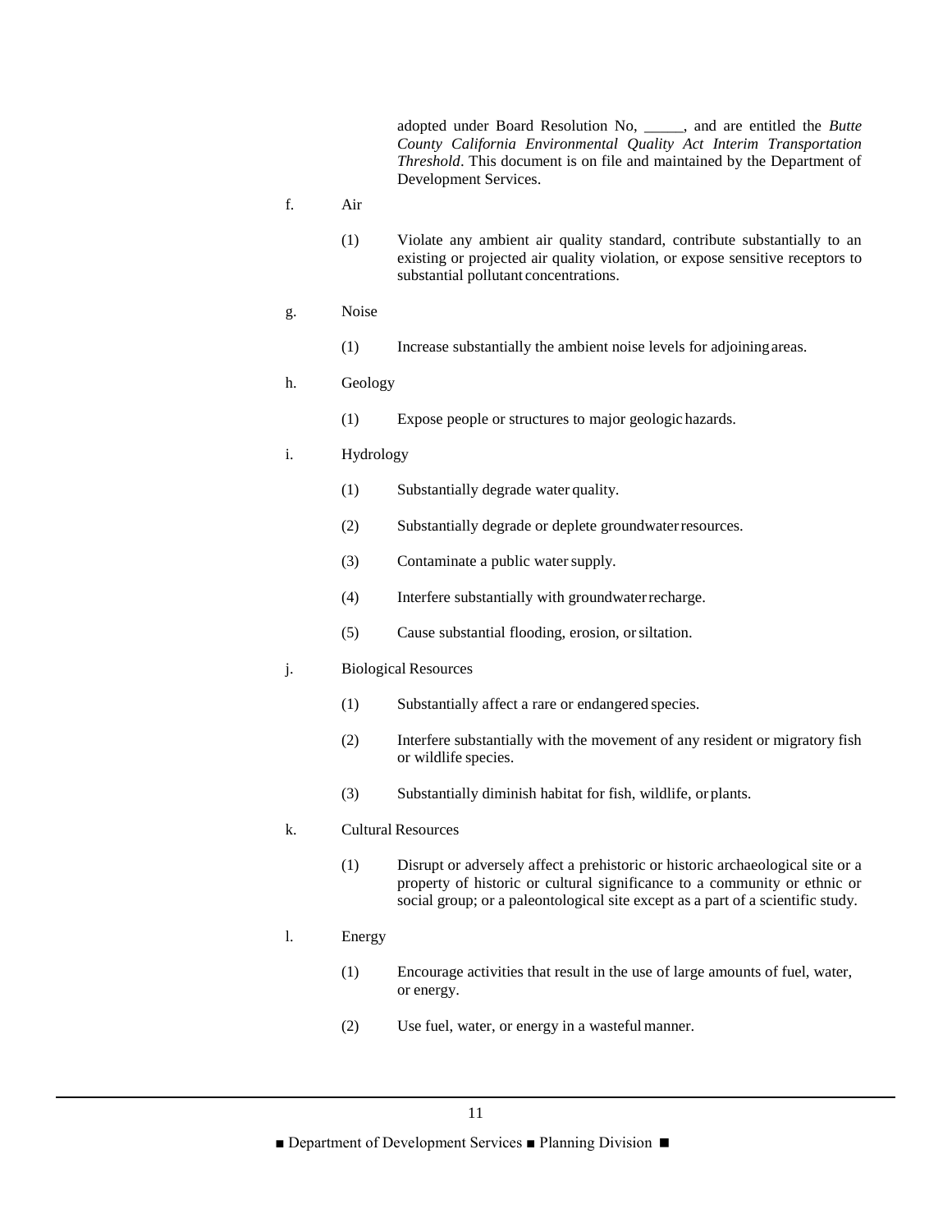adopted under Board Resolution No, _____, and are entitled the *Butte County California Environmental Quality Act Interim Transportation Threshold*. This document is on file and maintained by the Department of Development Services.

f. Air

(1) Violate any ambient air quality standard, contribute substantially to an existing or projected air quality violation, or expose sensitive receptors to substantial pollutant concentrations.

g. Noise

(1) Increase substantially the ambient noise levels for adjoining areas.

h. Geology

(1) Expose people or structures to major geologic hazards.

i. Hydrology

(1) Substantially degrade water quality.

(2) Substantially degrade or deplete groundwater resources.

(3) Contaminate a public water supply.

(4) Interfere substantially with groundwater recharge.

(5) Cause substantial flooding, erosion, or siltation.

j. Biological Resources

(1) Substantially affect a rare or endangered species.

(2) Interfere substantially with the movement of any resident or migratory fish or wildlife species.

(3) Substantially diminish habitat for fish, wildlife, or plants.

k. Cultural Resources

(1) Disrupt or adversely affect a prehistoric or historic archaeological site or a property of historic or cultural significance to a community or ethnic or social group; or a paleontological site except as a part of a scientific study.

l. Energy

(1) Encourage activities that result in the use of large amounts of fuel, water, or energy.

(2) Use fuel, water, or energy in a wasteful manner.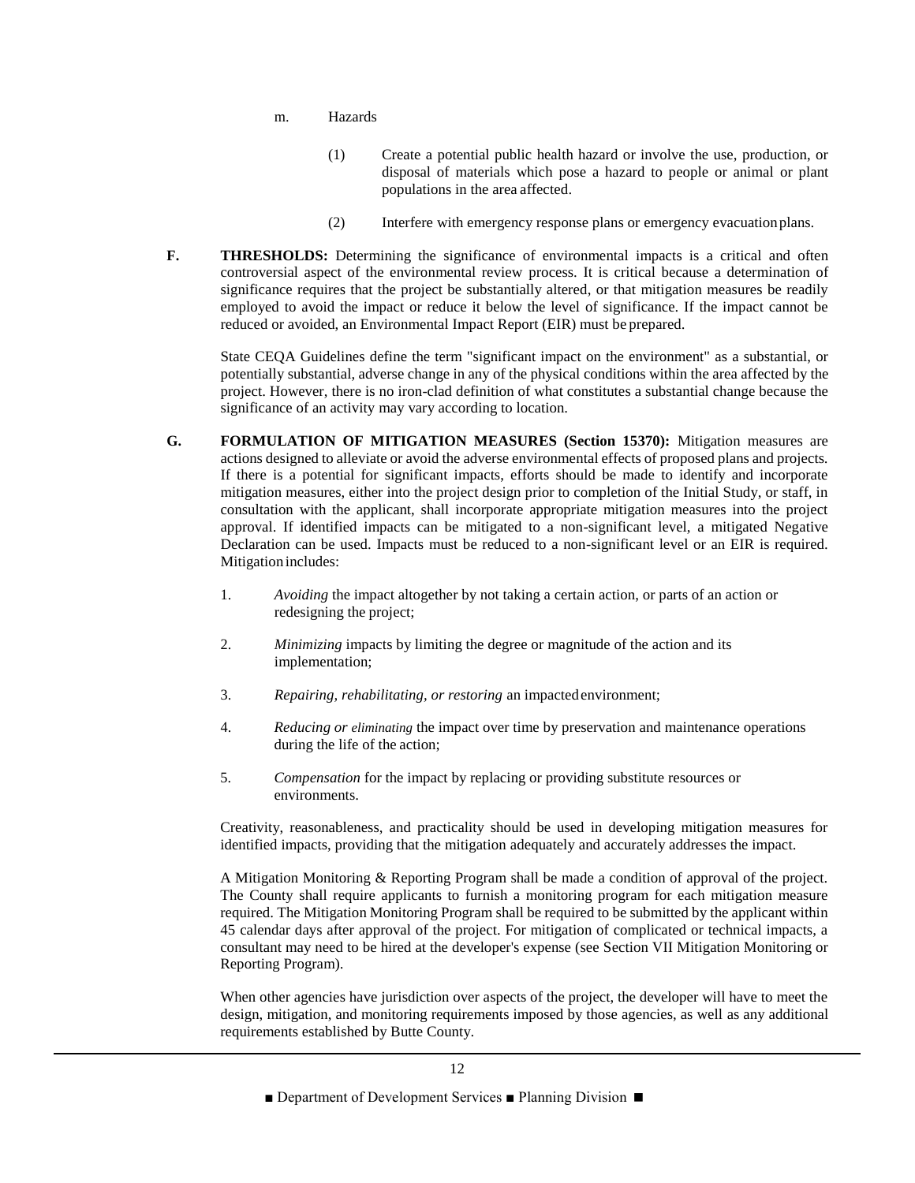m. Hazards

(1) Create a potential public health hazard or involve the use, production, or disposal of materials which pose a hazard to people or animal or plant populations in the area affected.

(2) Interfere with emergency response plans or emergency evacuation plans.

**F. THRESHOLDS:** Determining the significance of environmental impacts is a critical and often controversial aspect of the environmental review process. It is critical because a determination of significance requires that the project be substantially altered, or that mitigation measures be readily employed to avoid the impact or reduce it below the level of significance. If the impact cannot be reduced or avoided, an Environmental Impact Report (EIR) must be prepared.

State CEQA Guidelines define the term "significant impact on the environment" as a substantial, or potentially substantial, adverse change in any of the physical conditions within the area affected by the project. However, there is no iron-clad definition of what constitutes a substantial change because the significance of an activity may vary according to location.

**G. FORMULATION OF MITIGATION MEASURES (Section 15370):** Mitigation measures are actions designed to alleviate or avoid the adverse environmental effects of proposed plans and projects. If there is a potential for significant impacts, efforts should be made to identify and incorporate mitigation measures, either into the project design prior to completion of the Initial Study, or staff, in consultation with the applicant, shall incorporate appropriate mitigation measures into the project approval. If identified impacts can be mitigated to a non-significant level, a mitigated Negative Declaration can be used. Impacts must be reduced to a non-significant level or an EIR is required. Mitigation includes:

1. *Avoiding* the impact altogether by not taking a certain action, or parts of an action or redesigning the project;
2. *Minimizing* impacts by limiting the degree or magnitude of the action and its implementation;
3. *Repairing, rehabilitating, or restoring* an impacted environment;
4. *Reducing or eliminating* the impact over time by preservation and maintenance operations during the life of the action;
5. *Compensation* for the impact by replacing or providing substitute resources or environments.

Creativity, reasonableness, and practicality should be used in developing mitigation measures for identified impacts, providing that the mitigation adequately and accurately addresses the impact.

A Mitigation Monitoring & Reporting Program shall be made a condition of approval of the project. The County shall require applicants to furnish a monitoring program for each mitigation measure required. The Mitigation Monitoring Program shall be required to be submitted by the applicant within 45 calendar days after approval of the project. For mitigation of complicated or technical impacts, a consultant may need to be hired at the developer's expense (see Section VII Mitigation Monitoring or Reporting Program).

When other agencies have jurisdiction over aspects of the project, the developer will have to meet the design, mitigation, and monitoring requirements imposed by those agencies, as well as any additional requirements established by Butte County.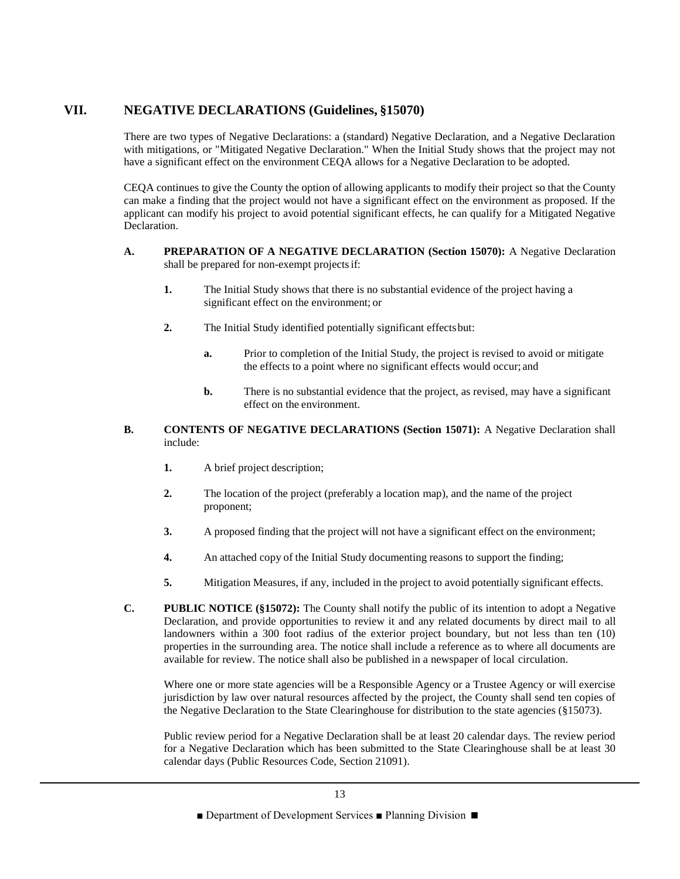## VII. NEGATIVE DECLARATIONS (Guidelines, §15070)

There are two types of Negative Declarations: a (standard) Negative Declaration, and a Negative Declaration with mitigations, or "Mitigated Negative Declaration." When the Initial Study shows that the project may not have a significant effect on the environment CEQA allows for a Negative Declaration to be adopted.

CEQA continues to give the County the option of allowing applicants to modify their project so that the County can make a finding that the project would not have a significant effect on the environment as proposed. If the applicant can modify his project to avoid potential significant effects, he can qualify for a Mitigated Negative Declaration.

**A. PREPARATION OF A NEGATIVE DECLARATION (Section 15070):** A Negative Declaration shall be prepared for non-exempt projects if:

**1.** The Initial Study shows that there is no substantial evidence of the project having a significant effect on the environment; or

**2.** The Initial Study identified potentially significant effects but:

**a.** Prior to completion of the Initial Study, the project is revised to avoid or mitigate the effects to a point where no significant effects would occur; and

**b.** There is no substantial evidence that the project, as revised, may have a significant effect on the environment.

**B. CONTENTS OF NEGATIVE DECLARATIONS (Section 15071):** A Negative Declaration shall include:

**1.** A brief project description;

**2.** The location of the project (preferably a location map), and the name of the project proponent;

**3.** A proposed finding that the project will not have a significant effect on the environment;

**4.** An attached copy of the Initial Study documenting reasons to support the finding;

**5.** Mitigation Measures, if any, included in the project to avoid potentially significant effects.

**C. PUBLIC NOTICE (§15072):** The County shall notify the public of its intention to adopt a Negative Declaration, and provide opportunities to review it and any related documents by direct mail to all landowners within a 300 foot radius of the exterior project boundary, but not less than ten (10) properties in the surrounding area. The notice shall include a reference as to where all documents are available for review. The notice shall also be published in a newspaper of local circulation.

Where one or more state agencies will be a Responsible Agency or a Trustee Agency or will exercise jurisdiction by law over natural resources affected by the project, the County shall send ten copies of the Negative Declaration to the State Clearinghouse for distribution to the state agencies (§15073).

Public review period for a Negative Declaration shall be at least 20 calendar days. The review period for a Negative Declaration which has been submitted to the State Clearinghouse shall be at least 30 calendar days (Public Resources Code, Section 21091).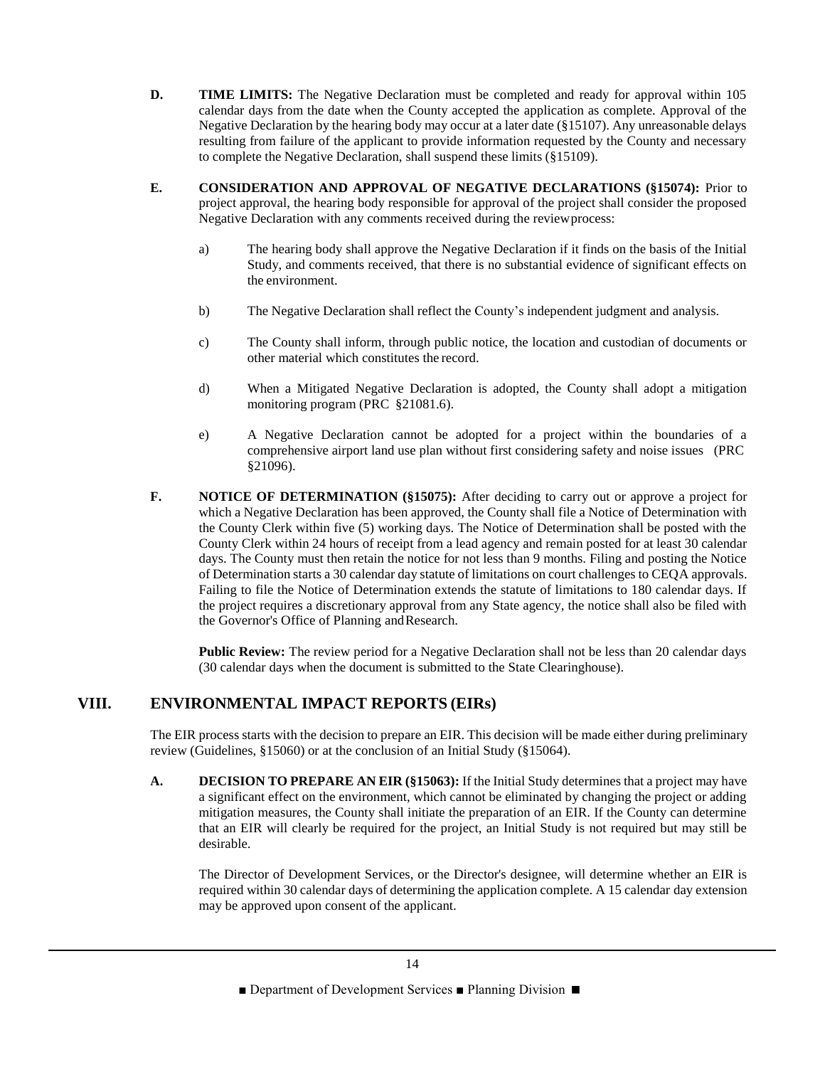**D. TIME LIMITS:** The Negative Declaration must be completed and ready for approval within 105 calendar days from the date when the County accepted the application as complete. Approval of the Negative Declaration by the hearing body may occur at a later date (§15107). Any unreasonable delays resulting from failure of the applicant to provide information requested by the County and necessary to complete the Negative Declaration, shall suspend these limits (§15109).

**E. CONSIDERATION AND APPROVAL OF NEGATIVE DECLARATIONS (§15074):** Prior to project approval, the hearing body responsible for approval of the project shall consider the proposed Negative Declaration with any comments received during the review process:

a) The hearing body shall approve the Negative Declaration if it finds on the basis of the Initial Study, and comments received, that there is no substantial evidence of significant effects on the environment.

b) The Negative Declaration shall reflect the County's independent judgment and analysis.

c) The County shall inform, through public notice, the location and custodian of documents or other material which constitutes the record.

d) When a Mitigated Negative Declaration is adopted, the County shall adopt a mitigation monitoring program (PRC §21081.6).

e) A Negative Declaration cannot be adopted for a project within the boundaries of a comprehensive airport land use plan without first considering safety and noise issues (PRC §21096).

**F. NOTICE OF DETERMINATION (§15075):** After deciding to carry out or approve a project for which a Negative Declaration has been approved, the County shall file a Notice of Determination with the County Clerk within five (5) working days. The Notice of Determination shall be posted with the County Clerk within 24 hours of receipt from a lead agency and remain posted for at least 30 calendar days. The County must then retain the notice for not less than 9 months. Filing and posting the Notice of Determination starts a 30 calendar day statute of limitations on court challenges to CEQA approvals. Failing to file the Notice of Determination extends the statute of limitations to 180 calendar days. If the project requires a discretionary approval from any State agency, the notice shall also be filed with the Governor's Office of Planning and Research.

**Public Review:** The review period for a Negative Declaration shall not be less than 20 calendar days (30 calendar days when the document is submitted to the State Clearinghouse).

## VIII. ENVIRONMENTAL IMPACT REPORTS (EIRs)

The EIR process starts with the decision to prepare an EIR. This decision will be made either during preliminary review (Guidelines, §15060) or at the conclusion of an Initial Study (§15064).

**A. DECISION TO PREPARE AN EIR (§15063):** If the Initial Study determines that a project may have a significant effect on the environment, which cannot be eliminated by changing the project or adding mitigation measures, the County shall initiate the preparation of an EIR. If the County can determine that an EIR will clearly be required for the project, an Initial Study is not required but may still be desirable.

The Director of Development Services, or the Director's designee, will determine whether an EIR is required within 30 calendar days of determining the application complete. A 15 calendar day extension may be approved upon consent of the applicant.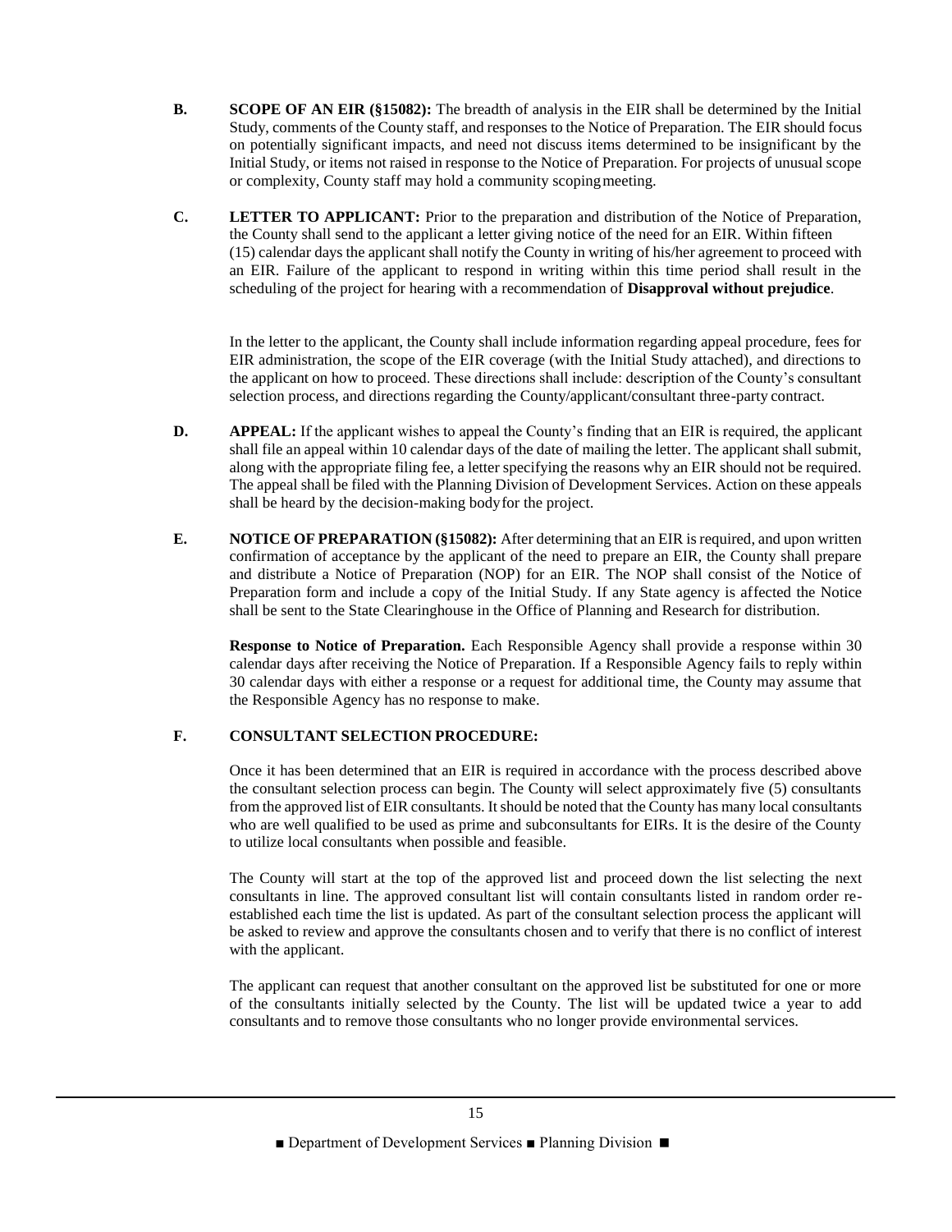**B. SCOPE OF AN EIR (§15082):** The breadth of analysis in the EIR shall be determined by the Initial Study, comments of the County staff, and responses to the Notice of Preparation. The EIR should focus on potentially significant impacts, and need not discuss items determined to be insignificant by the Initial Study, or items not raised in response to the Notice of Preparation. For projects of unusual scope or complexity, County staff may hold a community scoping meeting.

**C. LETTER TO APPLICANT:** Prior to the preparation and distribution of the Notice of Preparation, the County shall send to the applicant a letter giving notice of the need for an EIR. Within fifteen (15) calendar days the applicant shall notify the County in writing of his/her agreement to proceed with an EIR. Failure of the applicant to respond in writing within this time period shall result in the scheduling of the project for hearing with a recommendation of **Disapproval without prejudice**.

In the letter to the applicant, the County shall include information regarding appeal procedure, fees for EIR administration, the scope of the EIR coverage (with the Initial Study attached), and directions to the applicant on how to proceed. These directions shall include: description of the County's consultant selection process, and directions regarding the County/applicant/consultant three-party contract.

**D. APPEAL:** If the applicant wishes to appeal the County's finding that an EIR is required, the applicant shall file an appeal within 10 calendar days of the date of mailing the letter. The applicant shall submit, along with the appropriate filing fee, a letter specifying the reasons why an EIR should not be required. The appeal shall be filed with the Planning Division of Development Services. Action on these appeals shall be heard by the decision-making body for the project.

**E. NOTICE OF PREPARATION (§15082):** After determining that an EIR is required, and upon written confirmation of acceptance by the applicant of the need to prepare an EIR, the County shall prepare and distribute a Notice of Preparation (NOP) for an EIR. The NOP shall consist of the Notice of Preparation form and include a copy of the Initial Study. If any State agency is affected the Notice shall be sent to the State Clearinghouse in the Office of Planning and Research for distribution.

**Response to Notice of Preparation.** Each Responsible Agency shall provide a response within 30 calendar days after receiving the Notice of Preparation. If a Responsible Agency fails to reply within 30 calendar days with either a response or a request for additional time, the County may assume that the Responsible Agency has no response to make.

**F. CONSULTANT SELECTION PROCEDURE:**

Once it has been determined that an EIR is required in accordance with the process described above the consultant selection process can begin. The County will select approximately five (5) consultants from the approved list of EIR consultants. It should be noted that the County has many local consultants who are well qualified to be used as prime and subconsultants for EIRs. It is the desire of the County to utilize local consultants when possible and feasible.

The County will start at the top of the approved list and proceed down the list selecting the next consultants in line. The approved consultant list will contain consultants listed in random order re-established each time the list is updated. As part of the consultant selection process the applicant will be asked to review and approve the consultants chosen and to verify that there is no conflict of interest with the applicant.

The applicant can request that another consultant on the approved list be substituted for one or more of the consultants initially selected by the County. The list will be updated twice a year to add consultants and to remove those consultants who no longer provide environmental services.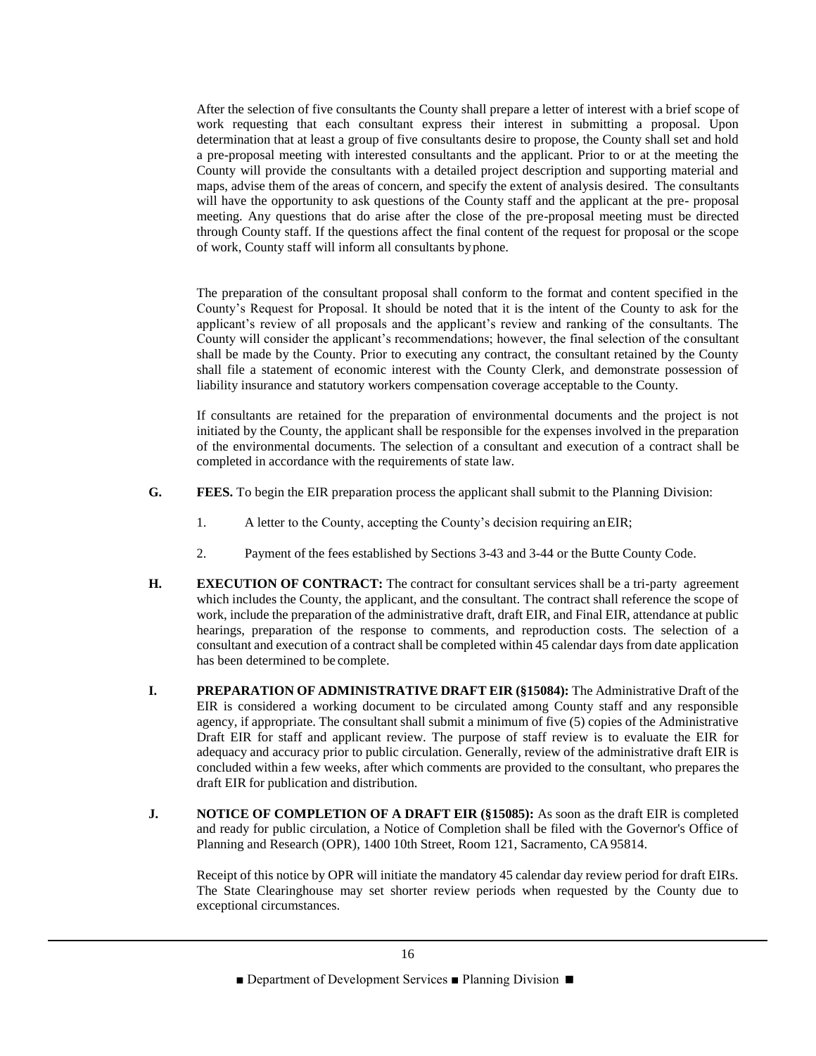After the selection of five consultants the County shall prepare a letter of interest with a brief scope of work requesting that each consultant express their interest in submitting a proposal. Upon determination that at least a group of five consultants desire to propose, the County shall set and hold a pre-proposal meeting with interested consultants and the applicant. Prior to or at the meeting the County will provide the consultants with a detailed project description and supporting material and maps, advise them of the areas of concern, and specify the extent of analysis desired. The consultants will have the opportunity to ask questions of the County staff and the applicant at the pre- proposal meeting. Any questions that do arise after the close of the pre-proposal meeting must be directed through County staff. If the questions affect the final content of the request for proposal or the scope of work, County staff will inform all consultants by phone.

The preparation of the consultant proposal shall conform to the format and content specified in the County's Request for Proposal. It should be noted that it is the intent of the County to ask for the applicant's review of all proposals and the applicant's review and ranking of the consultants. The County will consider the applicant's recommendations; however, the final selection of the consultant shall be made by the County. Prior to executing any contract, the consultant retained by the County shall file a statement of economic interest with the County Clerk, and demonstrate possession of liability insurance and statutory workers compensation coverage acceptable to the County.

If consultants are retained for the preparation of environmental documents and the project is not initiated by the County, the applicant shall be responsible for the expenses involved in the preparation of the environmental documents. The selection of a consultant and execution of a contract shall be completed in accordance with the requirements of state law.

**G. FEES.** To begin the EIR preparation process the applicant shall submit to the Planning Division:

1. A letter to the County, accepting the County's decision requiring an EIR;
2. Payment of the fees established by Sections 3-43 and 3-44 or the Butte County Code.

**H. EXECUTION OF CONTRACT:** The contract for consultant services shall be a tri-party agreement which includes the County, the applicant, and the consultant. The contract shall reference the scope of work, include the preparation of the administrative draft, draft EIR, and Final EIR, attendance at public hearings, preparation of the response to comments, and reproduction costs. The selection of a consultant and execution of a contract shall be completed within 45 calendar days from date application has been determined to be complete.

**I. PREPARATION OF ADMINISTRATIVE DRAFT EIR (§15084):** The Administrative Draft of the EIR is considered a working document to be circulated among County staff and any responsible agency, if appropriate. The consultant shall submit a minimum of five (5) copies of the Administrative Draft EIR for staff and applicant review. The purpose of staff review is to evaluate the EIR for adequacy and accuracy prior to public circulation. Generally, review of the administrative draft EIR is concluded within a few weeks, after which comments are provided to the consultant, who prepares the draft EIR for publication and distribution.

**J. NOTICE OF COMPLETION OF A DRAFT EIR (§15085):** As soon as the draft EIR is completed and ready for public circulation, a Notice of Completion shall be filed with the Governor's Office of Planning and Research (OPR), 1400 10th Street, Room 121, Sacramento, CA 95814.

Receipt of this notice by OPR will initiate the mandatory 45 calendar day review period for draft EIRs. The State Clearinghouse may set shorter review periods when requested by the County due to exceptional circumstances.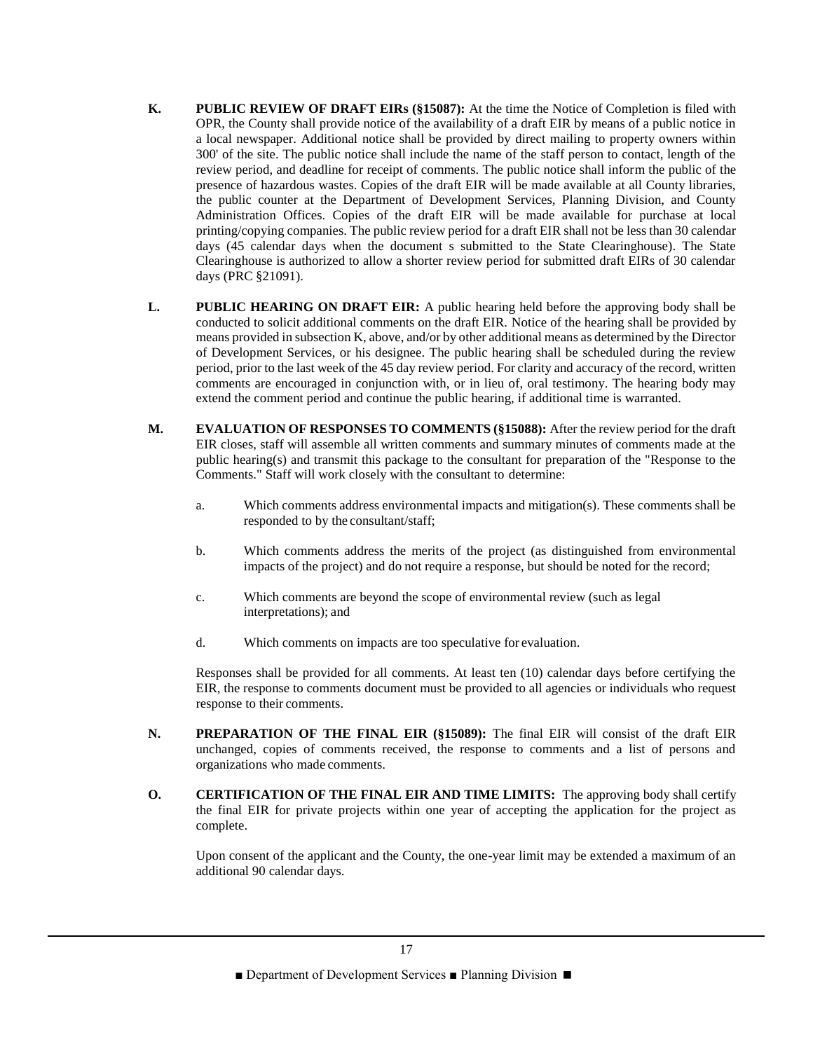**K. PUBLIC REVIEW OF DRAFT EIRs (§15087):** At the time the Notice of Completion is filed with OPR, the County shall provide notice of the availability of a draft EIR by means of a public notice in a local newspaper. Additional notice shall be provided by direct mailing to property owners within 300' of the site. The public notice shall include the name of the staff person to contact, length of the review period, and deadline for receipt of comments. The public notice shall inform the public of the presence of hazardous wastes. Copies of the draft EIR will be made available at all County libraries, the public counter at the Department of Development Services, Planning Division, and County Administration Offices. Copies of the draft EIR will be made available for purchase at local printing/copying companies. The public review period for a draft EIR shall not be less than 30 calendar days (45 calendar days when the document s submitted to the State Clearinghouse). The State Clearinghouse is authorized to allow a shorter review period for submitted draft EIRs of 30 calendar days (PRC §21091).

**L. PUBLIC HEARING ON DRAFT EIR:** A public hearing held before the approving body shall be conducted to solicit additional comments on the draft EIR. Notice of the hearing shall be provided by means provided in subsection K, above, and/or by other additional means as determined by the Director of Development Services, or his designee. The public hearing shall be scheduled during the review period, prior to the last week of the 45 day review period. For clarity and accuracy of the record, written comments are encouraged in conjunction with, or in lieu of, oral testimony. The hearing body may extend the comment period and continue the public hearing, if additional time is warranted.

**M. EVALUATION OF RESPONSES TO COMMENTS (§15088):** After the review period for the draft EIR closes, staff will assemble all written comments and summary minutes of comments made at the public hearing(s) and transmit this package to the consultant for preparation of the "Response to the Comments." Staff will work closely with the consultant to determine:

a. Which comments address environmental impacts and mitigation(s). These comments shall be responded to by the consultant/staff;

b. Which comments address the merits of the project (as distinguished from environmental impacts of the project) and do not require a response, but should be noted for the record;

c. Which comments are beyond the scope of environmental review (such as legal interpretations); and

d. Which comments on impacts are too speculative for evaluation.

Responses shall be provided for all comments. At least ten (10) calendar days before certifying the EIR, the response to comments document must be provided to all agencies or individuals who request response to their comments.

**N. PREPARATION OF THE FINAL EIR (§15089):** The final EIR will consist of the draft EIR unchanged, copies of comments received, the response to comments and a list of persons and organizations who made comments.

**O. CERTIFICATION OF THE FINAL EIR AND TIME LIMITS:** The approving body shall certify the final EIR for private projects within one year of accepting the application for the project as complete.

Upon consent of the applicant and the County, the one-year limit may be extended a maximum of an additional 90 calendar days.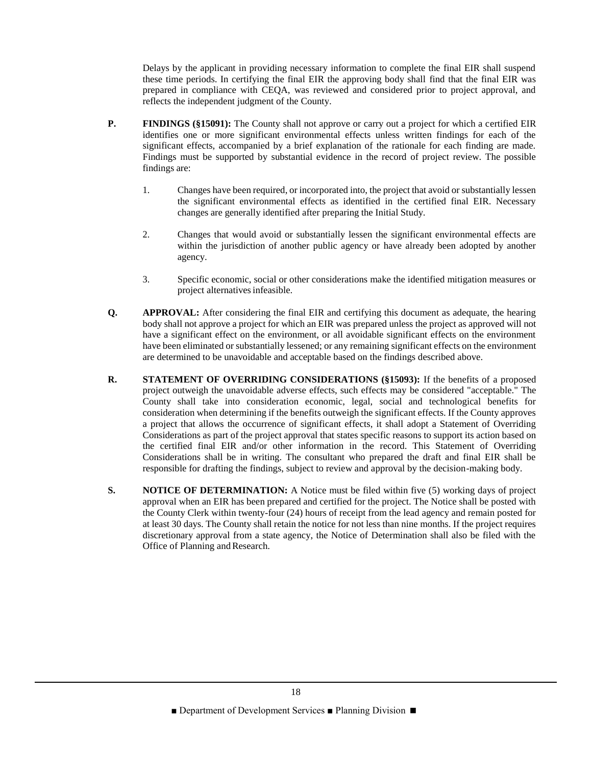Delays by the applicant in providing necessary information to complete the final EIR shall suspend these time periods. In certifying the final EIR the approving body shall find that the final EIR was prepared in compliance with CEQA, was reviewed and considered prior to project approval, and reflects the independent judgment of the County.

**P. FINDINGS (§15091):** The County shall not approve or carry out a project for which a certified EIR identifies one or more significant environmental effects unless written findings for each of the significant effects, accompanied by a brief explanation of the rationale for each finding are made. Findings must be supported by substantial evidence in the record of project review. The possible findings are:

1. Changes have been required, or incorporated into, the project that avoid or substantially lessen the significant environmental effects as identified in the certified final EIR. Necessary changes are generally identified after preparing the Initial Study.

2. Changes that would avoid or substantially lessen the significant environmental effects are within the jurisdiction of another public agency or have already been adopted by another agency.

3. Specific economic, social or other considerations make the identified mitigation measures or project alternatives infeasible.

**Q. APPROVAL:** After considering the final EIR and certifying this document as adequate, the hearing body shall not approve a project for which an EIR was prepared unless the project as approved will not have a significant effect on the environment, or all avoidable significant effects on the environment have been eliminated or substantially lessened; or any remaining significant effects on the environment are determined to be unavoidable and acceptable based on the findings described above.

**R. STATEMENT OF OVERRIDING CONSIDERATIONS (§15093):** If the benefits of a proposed project outweigh the unavoidable adverse effects, such effects may be considered "acceptable." The County shall take into consideration economic, legal, social and technological benefits for consideration when determining if the benefits outweigh the significant effects. If the County approves a project that allows the occurrence of significant effects, it shall adopt a Statement of Overriding Considerations as part of the project approval that states specific reasons to support its action based on the certified final EIR and/or other information in the record. This Statement of Overriding Considerations shall be in writing. The consultant who prepared the draft and final EIR shall be responsible for drafting the findings, subject to review and approval by the decision-making body.

**S. NOTICE OF DETERMINATION:** A Notice must be filed within five (5) working days of project approval when an EIR has been prepared and certified for the project. The Notice shall be posted with the County Clerk within twenty-four (24) hours of receipt from the lead agency and remain posted for at least 30 days. The County shall retain the notice for not less than nine months. If the project requires discretionary approval from a state agency, the Notice of Determination shall also be filed with the Office of Planning and Research.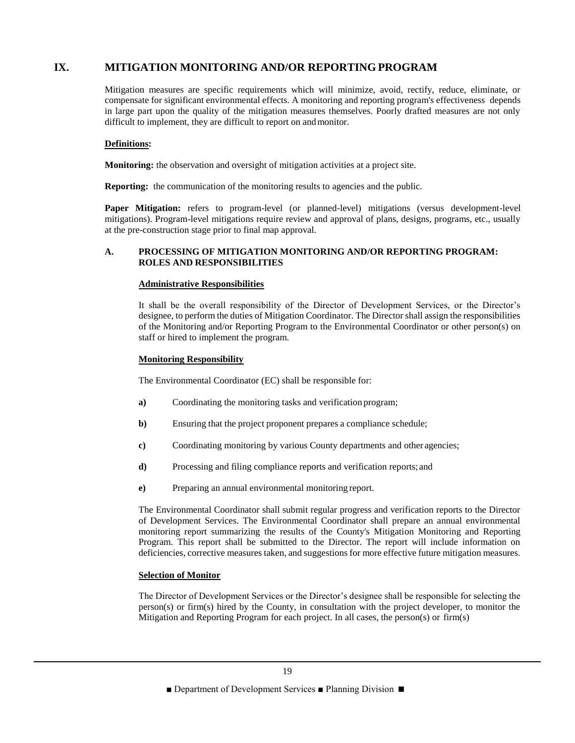# IX. MITIGATION MONITORING AND/OR REPORTING PROGRAM

Mitigation measures are specific requirements which will minimize, avoid, rectify, reduce, eliminate, or compensate for significant environmental effects. A monitoring and reporting program's effectiveness depends in large part upon the quality of the mitigation measures themselves. Poorly drafted measures are not only difficult to implement, they are difficult to report on and monitor.

**Definitions:**

**Monitoring:** the observation and oversight of mitigation activities at a project site.

**Reporting:** the communication of the monitoring results to agencies and the public.

**Paper Mitigation:** refers to program-level (or planned-level) mitigations (versus development-level mitigations). Program-level mitigations require review and approval of plans, designs, programs, etc., usually at the pre-construction stage prior to final map approval.

## A. PROCESSING OF MITIGATION MONITORING AND/OR REPORTING PROGRAM: ROLES AND RESPONSIBILITIES

**Administrative Responsibilities**

It shall be the overall responsibility of the Director of Development Services, or the Director's designee, to perform the duties of Mitigation Coordinator. The Director shall assign the responsibilities of the Monitoring and/or Reporting Program to the Environmental Coordinator or other person(s) on staff or hired to implement the program.

**Monitoring Responsibility**

The Environmental Coordinator (EC) shall be responsible for:

- **a)** Coordinating the monitoring tasks and verification program;
- **b)** Ensuring that the project proponent prepares a compliance schedule;
- **c)** Coordinating monitoring by various County departments and other agencies;
- **d)** Processing and filing compliance reports and verification reports; and
- **e)** Preparing an annual environmental monitoring report.

The Environmental Coordinator shall submit regular progress and verification reports to the Director of Development Services. The Environmental Coordinator shall prepare an annual environmental monitoring report summarizing the results of the County's Mitigation Monitoring and Reporting Program. This report shall be submitted to the Director. The report will include information on deficiencies, corrective measures taken, and suggestions for more effective future mitigation measures.

**Selection of Monitor**

The Director of Development Services or the Director's designee shall be responsible for selecting the person(s) or firm(s) hired by the County, in consultation with the project developer, to monitor the Mitigation and Reporting Program for each project. In all cases, the person(s) or firm(s)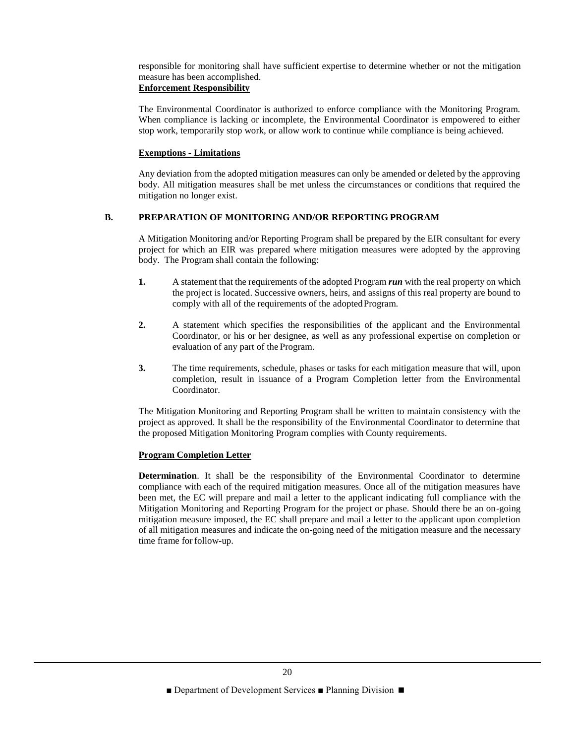responsible for monitoring shall have sufficient expertise to determine whether or not the mitigation measure has been accomplished.

**Enforcement Responsibility**

The Environmental Coordinator is authorized to enforce compliance with the Monitoring Program. When compliance is lacking or incomplete, the Environmental Coordinator is empowered to either stop work, temporarily stop work, or allow work to continue while compliance is being achieved.

**Exemptions - Limitations**

Any deviation from the adopted mitigation measures can only be amended or deleted by the approving body. All mitigation measures shall be met unless the circumstances or conditions that required the mitigation no longer exist.

## B. PREPARATION OF MONITORING AND/OR REPORTING PROGRAM

A Mitigation Monitoring and/or Reporting Program shall be prepared by the EIR consultant for every project for which an EIR was prepared where mitigation measures were adopted by the approving body. The Program shall contain the following:

1. A statement that the requirements of the adopted Program ***run*** with the real property on which the project is located. Successive owners, heirs, and assigns of this real property are bound to comply with all of the requirements of the adopted Program.

2. A statement which specifies the responsibilities of the applicant and the Environmental Coordinator, or his or her designee, as well as any professional expertise on completion or evaluation of any part of the Program.

3. The time requirements, schedule, phases or tasks for each mitigation measure that will, upon completion, result in issuance of a Program Completion letter from the Environmental Coordinator.

The Mitigation Monitoring and Reporting Program shall be written to maintain consistency with the project as approved. It shall be the responsibility of the Environmental Coordinator to determine that the proposed Mitigation Monitoring Program complies with County requirements.

**Program Completion Letter**

**Determination**. It shall be the responsibility of the Environmental Coordinator to determine compliance with each of the required mitigation measures. Once all of the mitigation measures have been met, the EC will prepare and mail a letter to the applicant indicating full compliance with the Mitigation Monitoring and Reporting Program for the project or phase. Should there be an on-going mitigation measure imposed, the EC shall prepare and mail a letter to the applicant upon completion of all mitigation measures and indicate the on-going need of the mitigation measure and the necessary time frame for follow-up.